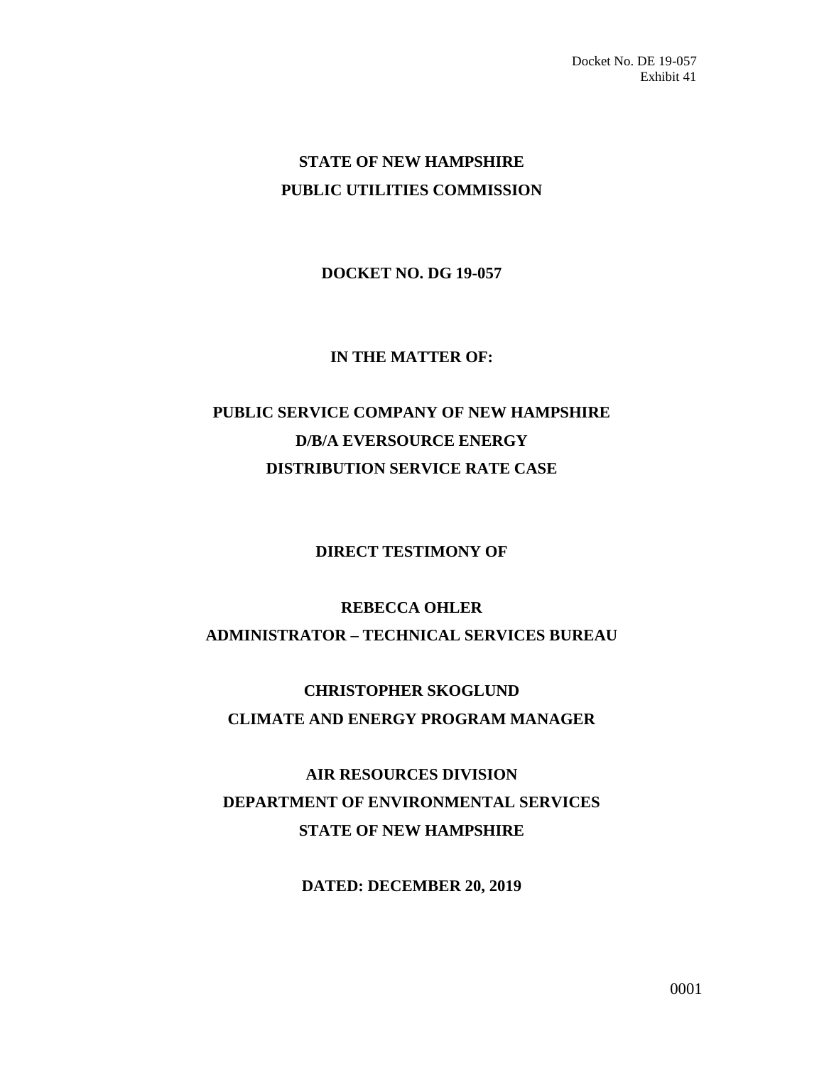Docket No. DE 19-057
Exhibit 41

**STATE OF NEW HAMPSHIRE**
**PUBLIC UTILITIES COMMISSION**

**DOCKET NO. DG 19-057**

**IN THE MATTER OF:**

**PUBLIC SERVICE COMPANY OF NEW HAMPSHIRE**
**D/B/A EVERSOURCE ENERGY**
**DISTRIBUTION SERVICE RATE CASE**

**DIRECT TESTIMONY OF**

**REBECCA OHLER**
**ADMINISTRATOR – TECHNICAL SERVICES BUREAU**

**CHRISTOPHER SKOGLUND**
**CLIMATE AND ENERGY PROGRAM MANAGER**

**AIR RESOURCES DIVISION**
**DEPARTMENT OF ENVIRONMENTAL SERVICES**
**STATE OF NEW HAMPSHIRE**

**DATED: DECEMBER 20, 2019**

0001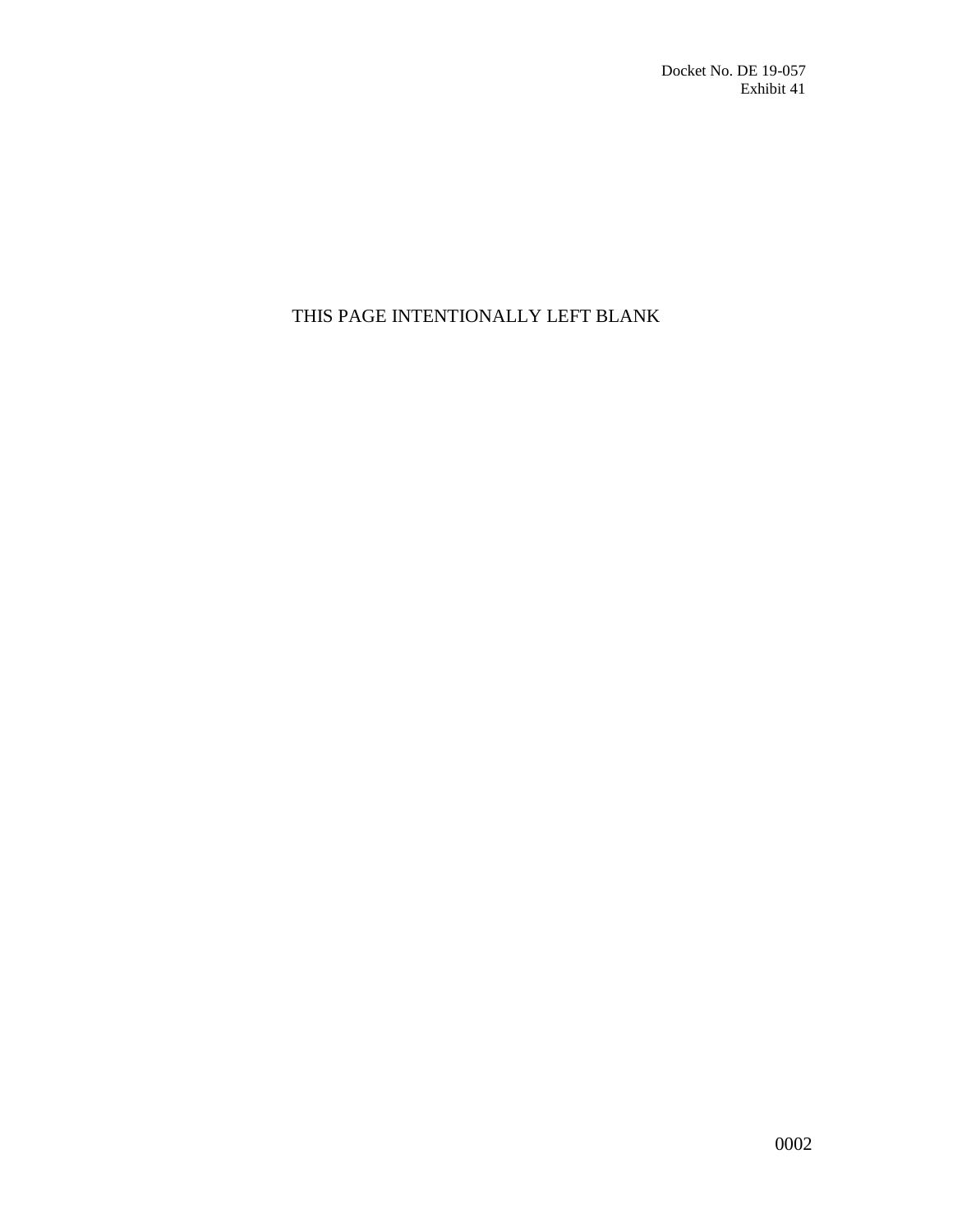Docket No. DE 19-057
Exhibit 41

THIS PAGE INTENTIONALLY LEFT BLANK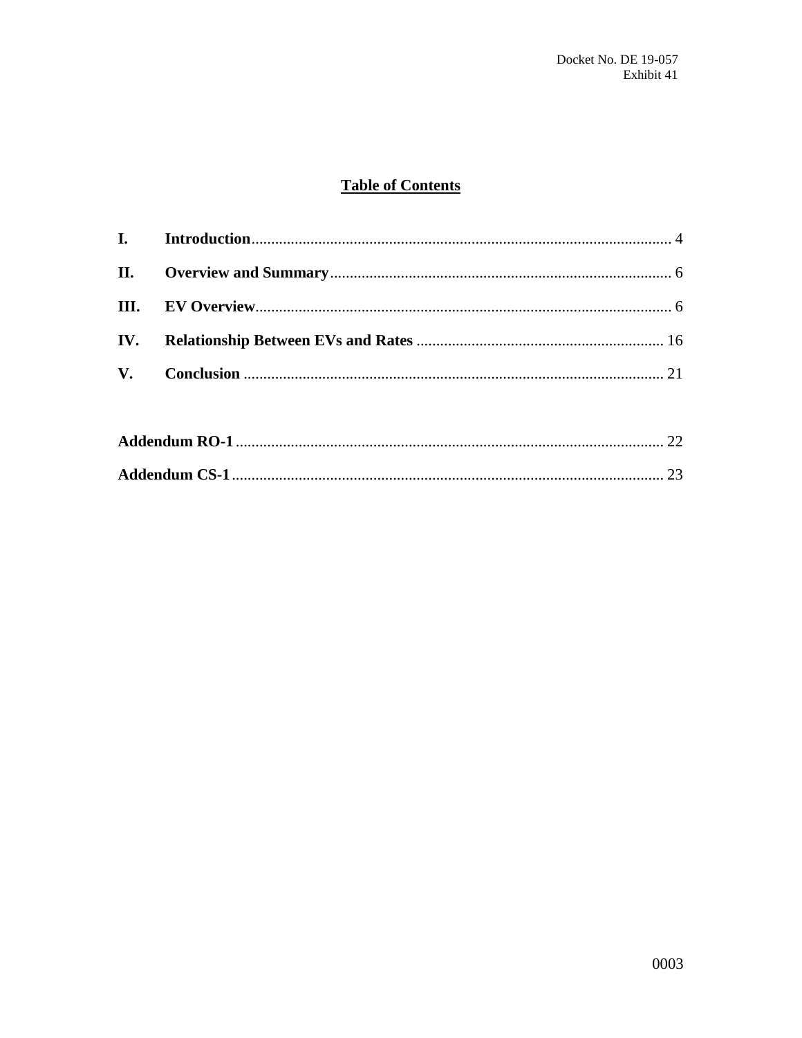## Table of Contents

| | | |
|---|---|---|
| **I.** | **Introduction** | 4 |
| **II.** | **Overview and Summary** | 6 |
| **III.** | **EV Overview** | 6 |
| **IV.** | **Relationship Between EVs and Rates** | 16 |
| **V.** | **Conclusion** | 21 |
| | | |
| **Addendum RO-1** | | 22 |
| **Addendum CS-1** | | 23 |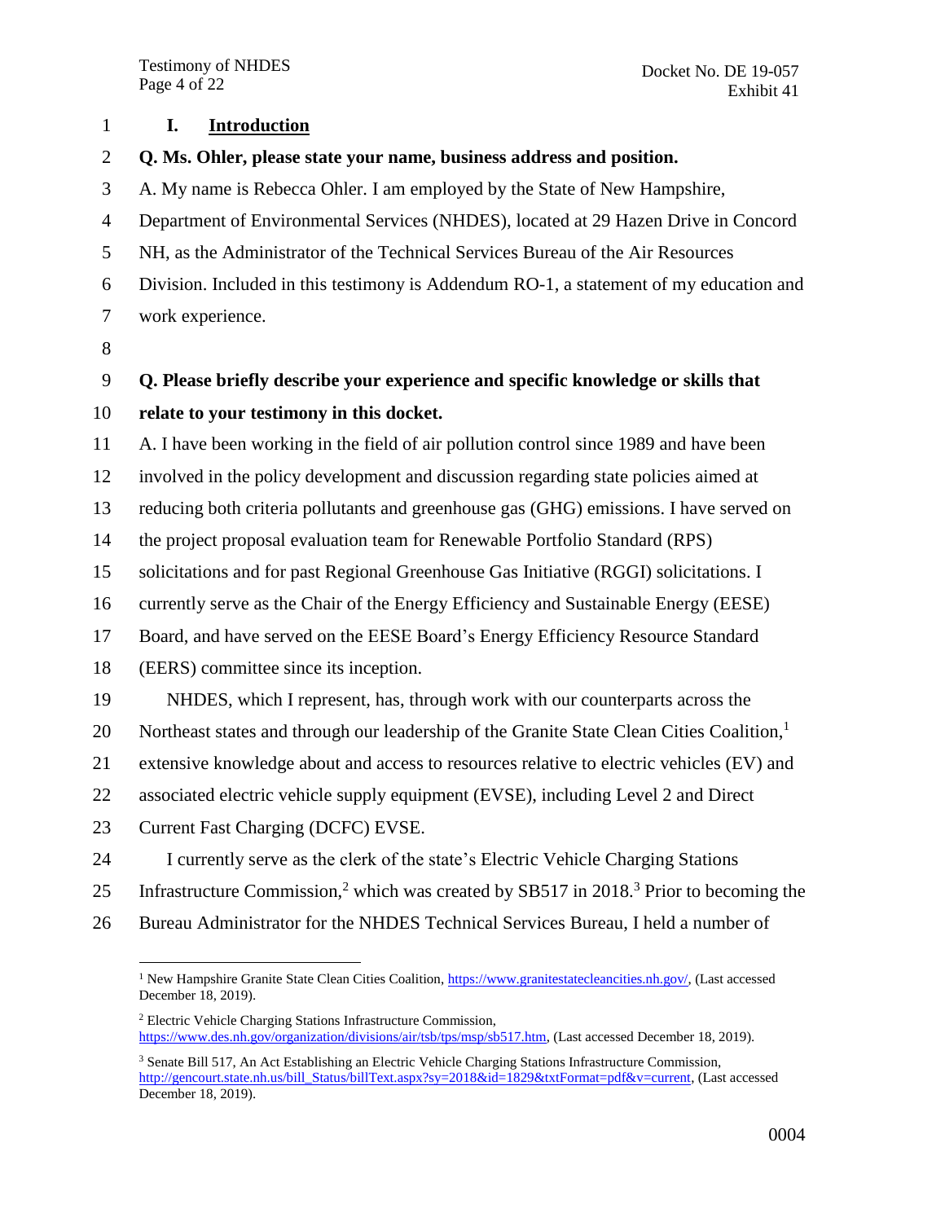## I. Introduction

**Q. Ms. Ohler, please state your name, business address and position.**

A. My name is Rebecca Ohler. I am employed by the State of New Hampshire, Department of Environmental Services (NHDES), located at 29 Hazen Drive in Concord NH, as the Administrator of the Technical Services Bureau of the Air Resources Division. Included in this testimony is Addendum RO-1, a statement of my education and work experience.

**Q. Please briefly describe your experience and specific knowledge or skills that relate to your testimony in this docket.**

A. I have been working in the field of air pollution control since 1989 and have been involved in the policy development and discussion regarding state policies aimed at reducing both criteria pollutants and greenhouse gas (GHG) emissions. I have served on the project proposal evaluation team for Renewable Portfolio Standard (RPS) solicitations and for past Regional Greenhouse Gas Initiative (RGGI) solicitations. I currently serve as the Chair of the Energy Efficiency and Sustainable Energy (EESE) Board, and have served on the EESE Board's Energy Efficiency Resource Standard (EERS) committee since its inception.

NHDES, which I represent, has, through work with our counterparts across the Northeast states and through our leadership of the Granite State Clean Cities Coalition,[1] extensive knowledge about and access to resources relative to electric vehicles (EV) and associated electric vehicle supply equipment (EVSE), including Level 2 and Direct Current Fast Charging (DCFC) EVSE.

I currently serve as the clerk of the state's Electric Vehicle Charging Stations Infrastructure Commission,[2] which was created by SB517 in 2018.[3] Prior to becoming the Bureau Administrator for the NHDES Technical Services Bureau, I held a number of

---

[1] New Hampshire Granite State Clean Cities Coalition, https://www.granitestatecleancities.nh.gov/, (Last accessed December 18, 2019).

[2] Electric Vehicle Charging Stations Infrastructure Commission, https://www.des.nh.gov/organization/divisions/air/tsb/tps/msp/sb517.htm, (Last accessed December 18, 2019).

[3] Senate Bill 517, An Act Establishing an Electric Vehicle Charging Stations Infrastructure Commission, http://gencourt.state.nh.us/bill_Status/billText.aspx?sy=2018&id=1829&txtFormat=pdf&v=current, (Last accessed December 18, 2019).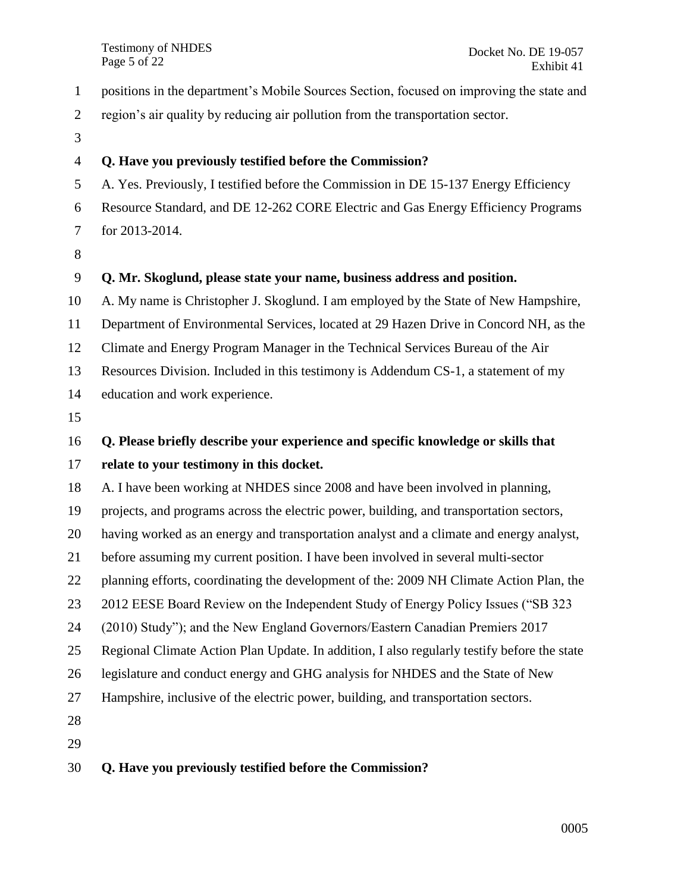positions in the department's Mobile Sources Section, focused on improving the state and region's air quality by reducing air pollution from the transportation sector.

**Q. Have you previously testified before the Commission?**

A. Yes. Previously, I testified before the Commission in DE 15-137 Energy Efficiency Resource Standard, and DE 12-262 CORE Electric and Gas Energy Efficiency Programs for 2013-2014.

**Q. Mr. Skoglund, please state your name, business address and position.**

A. My name is Christopher J. Skoglund. I am employed by the State of New Hampshire, Department of Environmental Services, located at 29 Hazen Drive in Concord NH, as the Climate and Energy Program Manager in the Technical Services Bureau of the Air Resources Division. Included in this testimony is Addendum CS-1, a statement of my education and work experience.

**Q. Please briefly describe your experience and specific knowledge or skills that relate to your testimony in this docket.**

A. I have been working at NHDES since 2008 and have been involved in planning, projects, and programs across the electric power, building, and transportation sectors, having worked as an energy and transportation analyst and a climate and energy analyst, before assuming my current position. I have been involved in several multi-sector planning efforts, coordinating the development of the: 2009 NH Climate Action Plan, the 2012 EESE Board Review on the Independent Study of Energy Policy Issues ("SB 323 (2010) Study"); and the New England Governors/Eastern Canadian Premiers 2017 Regional Climate Action Plan Update. In addition, I also regularly testify before the state legislature and conduct energy and GHG analysis for NHDES and the State of New Hampshire, inclusive of the electric power, building, and transportation sectors.

**Q. Have you previously testified before the Commission?**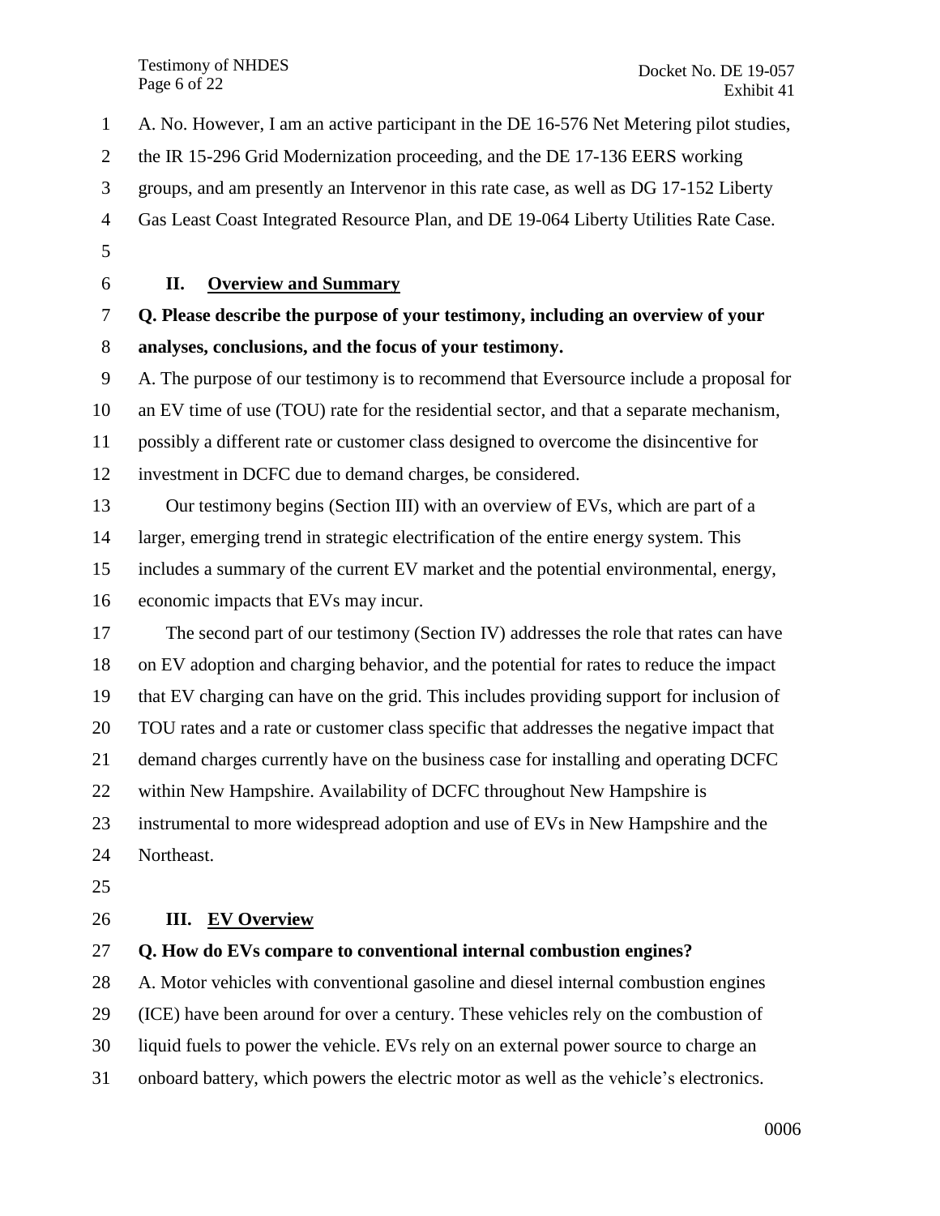A. No. However, I am an active participant in the DE 16-576 Net Metering pilot studies, the IR 15-296 Grid Modernization proceeding, and the DE 17-136 EERS working groups, and am presently an Intervenor in this rate case, as well as DG 17-152 Liberty Gas Least Coast Integrated Resource Plan, and DE 19-064 Liberty Utilities Rate Case.

## II. Overview and Summary

**Q. Please describe the purpose of your testimony, including an overview of your analyses, conclusions, and the focus of your testimony.**

A. The purpose of our testimony is to recommend that Eversource include a proposal for an EV time of use (TOU) rate for the residential sector, and that a separate mechanism, possibly a different rate or customer class designed to overcome the disincentive for investment in DCFC due to demand charges, be considered.

Our testimony begins (Section III) with an overview of EVs, which are part of a larger, emerging trend in strategic electrification of the entire energy system. This includes a summary of the current EV market and the potential environmental, energy, economic impacts that EVs may incur.

The second part of our testimony (Section IV) addresses the role that rates can have on EV adoption and charging behavior, and the potential for rates to reduce the impact that EV charging can have on the grid. This includes providing support for inclusion of TOU rates and a rate or customer class specific that addresses the negative impact that demand charges currently have on the business case for installing and operating DCFC within New Hampshire. Availability of DCFC throughout New Hampshire is instrumental to more widespread adoption and use of EVs in New Hampshire and the Northeast.

## III. EV Overview

**Q. How do EVs compare to conventional internal combustion engines?**

A. Motor vehicles with conventional gasoline and diesel internal combustion engines (ICE) have been around for over a century. These vehicles rely on the combustion of liquid fuels to power the vehicle. EVs rely on an external power source to charge an onboard battery, which powers the electric motor as well as the vehicle's electronics.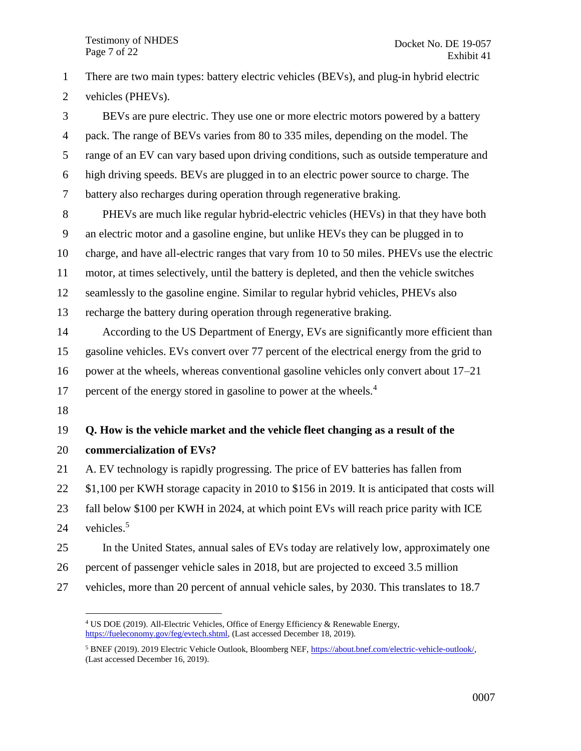There are two main types: battery electric vehicles (BEVs), and plug-in hybrid electric vehicles (PHEVs).

BEVs are pure electric. They use one or more electric motors powered by a battery pack. The range of BEVs varies from 80 to 335 miles, depending on the model. The range of an EV can vary based upon driving conditions, such as outside temperature and high driving speeds. BEVs are plugged in to an electric power source to charge. The battery also recharges during operation through regenerative braking.

PHEVs are much like regular hybrid-electric vehicles (HEVs) in that they have both an electric motor and a gasoline engine, but unlike HEVs they can be plugged in to charge, and have all-electric ranges that vary from 10 to 50 miles. PHEVs use the electric motor, at times selectively, until the battery is depleted, and then the vehicle switches seamlessly to the gasoline engine. Similar to regular hybrid vehicles, PHEVs also recharge the battery during operation through regenerative braking.

According to the US Department of Energy, EVs are significantly more efficient than gasoline vehicles. EVs convert over 77 percent of the electrical energy from the grid to power at the wheels, whereas conventional gasoline vehicles only convert about 17–21 percent of the energy stored in gasoline to power at the wheels.[4]

**Q. How is the vehicle market and the vehicle fleet changing as a result of the commercialization of EVs?**

A. EV technology is rapidly progressing. The price of EV batteries has fallen from $1,100 per KWH storage capacity in 2010 to $156 in 2019. It is anticipated that costs will fall below $100 per KWH in 2024, at which point EVs will reach price parity with ICE vehicles.[5]

In the United States, annual sales of EVs today are relatively low, approximately one percent of passenger vehicle sales in 2018, but are projected to exceed 3.5 million vehicles, more than 20 percent of annual vehicle sales, by 2030. This translates to 18.7

---

[4] US DOE (2019). All-Electric Vehicles, Office of Energy Efficiency & Renewable Energy, https://fueleconomy.gov/feg/evtech.shtml, (Last accessed December 18, 2019).

[5] BNEF (2019). 2019 Electric Vehicle Outlook, Bloomberg NEF, https://about.bnef.com/electric-vehicle-outlook/, (Last accessed December 16, 2019).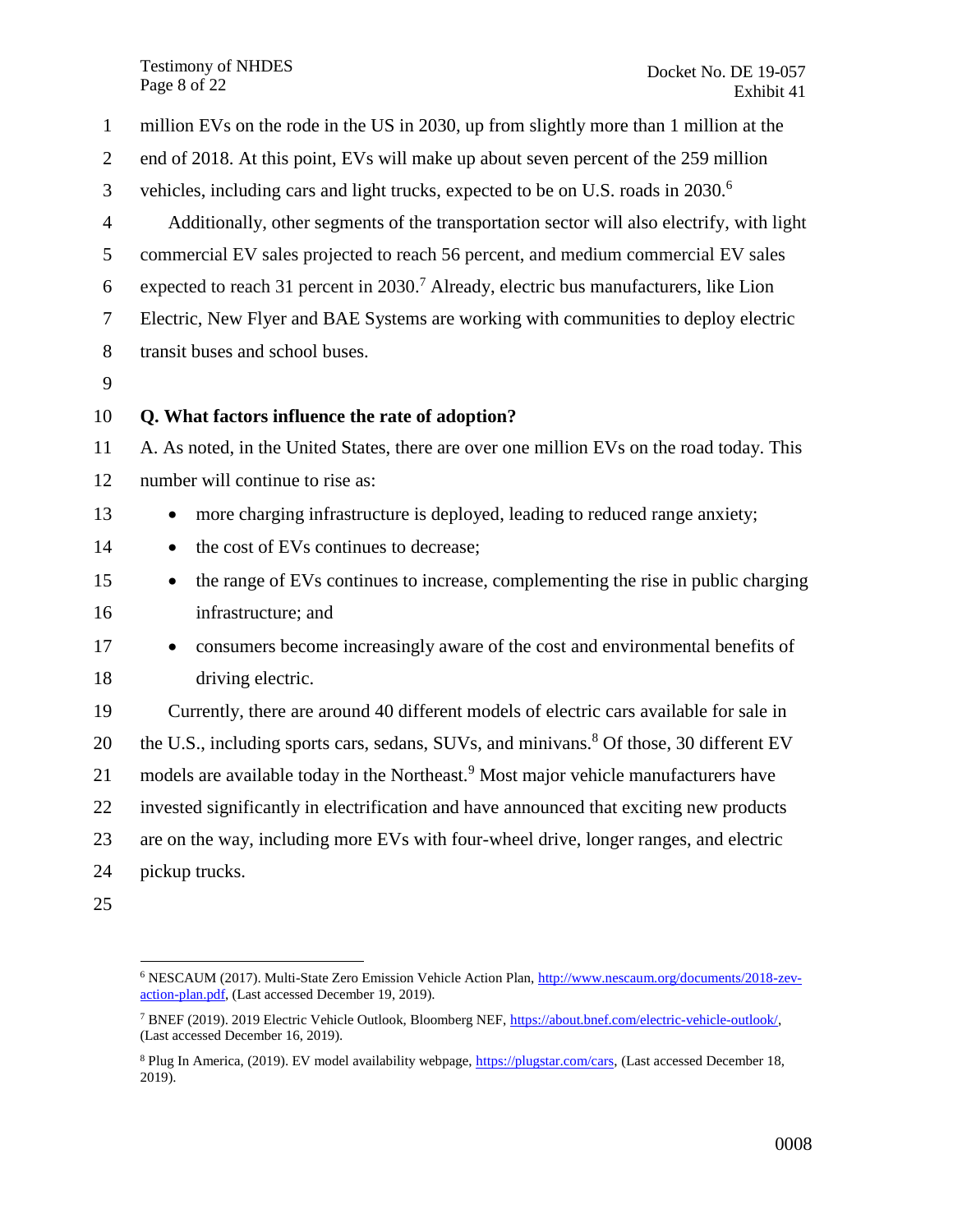million EVs on the rode in the US in 2030, up from slightly more than 1 million at the end of 2018. At this point, EVs will make up about seven percent of the 259 million vehicles, including cars and light trucks, expected to be on U.S. roads in 2030.[6]

Additionally, other segments of the transportation sector will also electrify, with light commercial EV sales projected to reach 56 percent, and medium commercial EV sales expected to reach 31 percent in 2030.[7] Already, electric bus manufacturers, like Lion Electric, New Flyer and BAE Systems are working with communities to deploy electric transit buses and school buses.

**Q. What factors influence the rate of adoption?**

A. As noted, in the United States, there are over one million EVs on the road today. This number will continue to rise as:

- more charging infrastructure is deployed, leading to reduced range anxiety;
- the cost of EVs continues to decrease;
- the range of EVs continues to increase, complementing the rise in public charging infrastructure; and
- consumers become increasingly aware of the cost and environmental benefits of driving electric.

Currently, there are around 40 different models of electric cars available for sale in the U.S., including sports cars, sedans, SUVs, and minivans.[8] Of those, 30 different EV models are available today in the Northeast.[9] Most major vehicle manufacturers have invested significantly in electrification and have announced that exciting new products are on the way, including more EVs with four-wheel drive, longer ranges, and electric pickup trucks.

---

[6] NESCAUM (2017). Multi-State Zero Emission Vehicle Action Plan, http://www.nescaum.org/documents/2018-zev-action-plan.pdf, (Last accessed December 19, 2019).

[7] BNEF (2019). 2019 Electric Vehicle Outlook, Bloomberg NEF, https://about.bnef.com/electric-vehicle-outlook/, (Last accessed December 16, 2019).

[8] Plug In America, (2019). EV model availability webpage, https://plugstar.com/cars, (Last accessed December 18, 2019).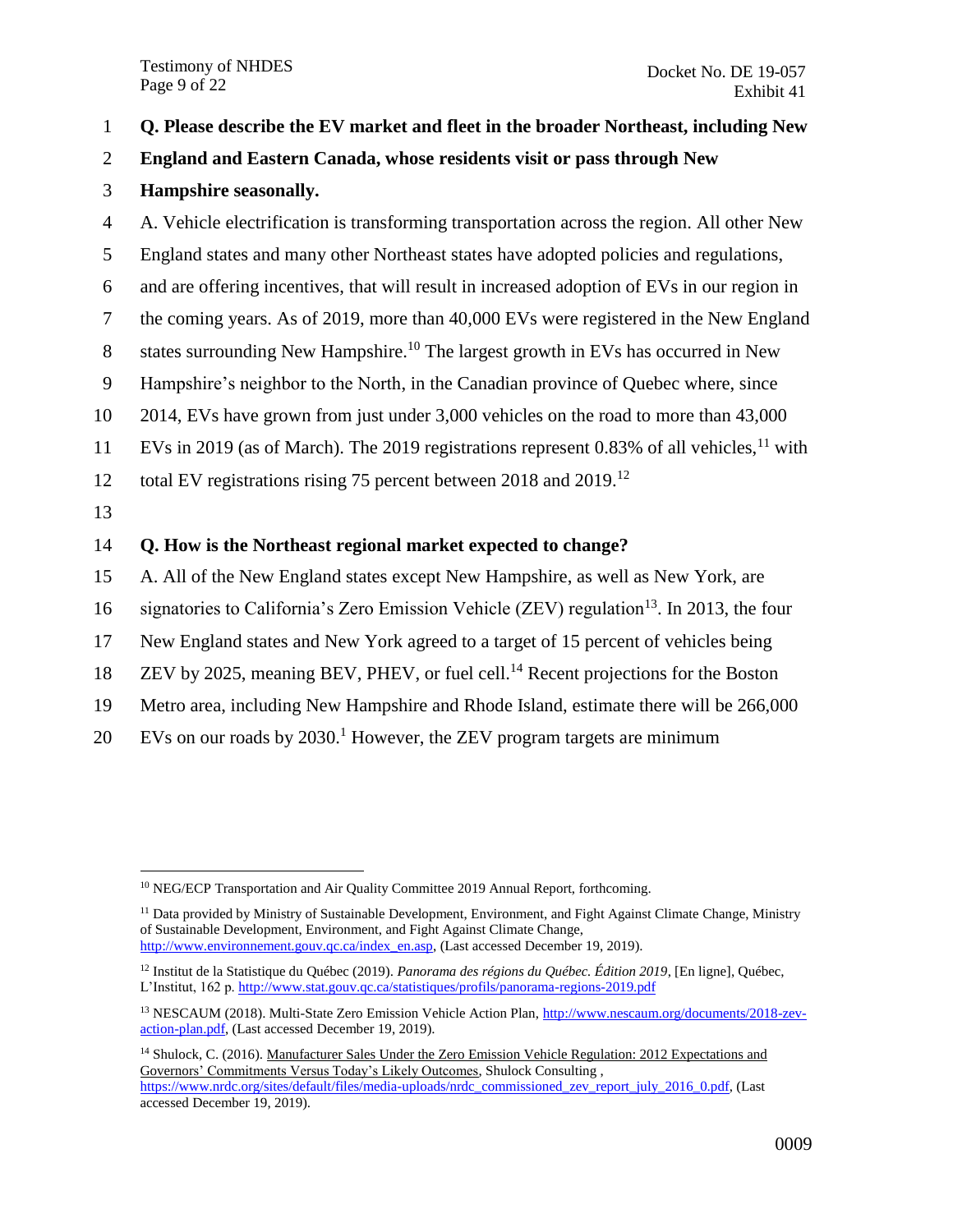**Q. Please describe the EV market and fleet in the broader Northeast, including New England and Eastern Canada, whose residents visit or pass through New Hampshire seasonally.**

A. Vehicle electrification is transforming transportation across the region. All other New England states and many other Northeast states have adopted policies and regulations, and are offering incentives, that will result in increased adoption of EVs in our region in the coming years. As of 2019, more than 40,000 EVs were registered in the New England states surrounding New Hampshire.[10] The largest growth in EVs has occurred in New Hampshire's neighbor to the North, in the Canadian province of Quebec where, since 2014, EVs have grown from just under 3,000 vehicles on the road to more than 43,000 EVs in 2019 (as of March). The 2019 registrations represent 0.83% of all vehicles,[11] with total EV registrations rising 75 percent between 2018 and 2019.[12]

**Q. How is the Northeast regional market expected to change?**

A. All of the New England states except New Hampshire, as well as New York, are signatories to California's Zero Emission Vehicle (ZEV) regulation[13]. In 2013, the four New England states and New York agreed to a target of 15 percent of vehicles being ZEV by 2025, meaning BEV, PHEV, or fuel cell.[14] Recent projections for the Boston Metro area, including New Hampshire and Rhode Island, estimate there will be 266,000 EVs on our roads by 2030.[1] However, the ZEV program targets are minimum

---

[10] NEG/ECP Transportation and Air Quality Committee 2019 Annual Report, forthcoming.

[11] Data provided by Ministry of Sustainable Development, Environment, and Fight Against Climate Change, Ministry of Sustainable Development, Environment, and Fight Against Climate Change, http://www.environnement.gouv.qc.ca/index_en.asp, (Last accessed December 19, 2019).

[12] Institut de la Statistique du Québec (2019). *Panorama des régions du Québec. Édition 2019*, [En ligne], Québec, L'Institut, 162 p. http://www.stat.gouv.qc.ca/statistiques/profils/panorama-regions-2019.pdf

[13] NESCAUM (2018). Multi-State Zero Emission Vehicle Action Plan, http://www.nescaum.org/documents/2018-zev-action-plan.pdf, (Last accessed December 19, 2019).

[14] Shulock, C. (2016). Manufacturer Sales Under the Zero Emission Vehicle Regulation: 2012 Expectations and Governors' Commitments Versus Today's Likely Outcomes, Shulock Consulting , https://www.nrdc.org/sites/default/files/media-uploads/nrdc_commissioned_zev_report_july_2016_0.pdf, (Last accessed December 19, 2019).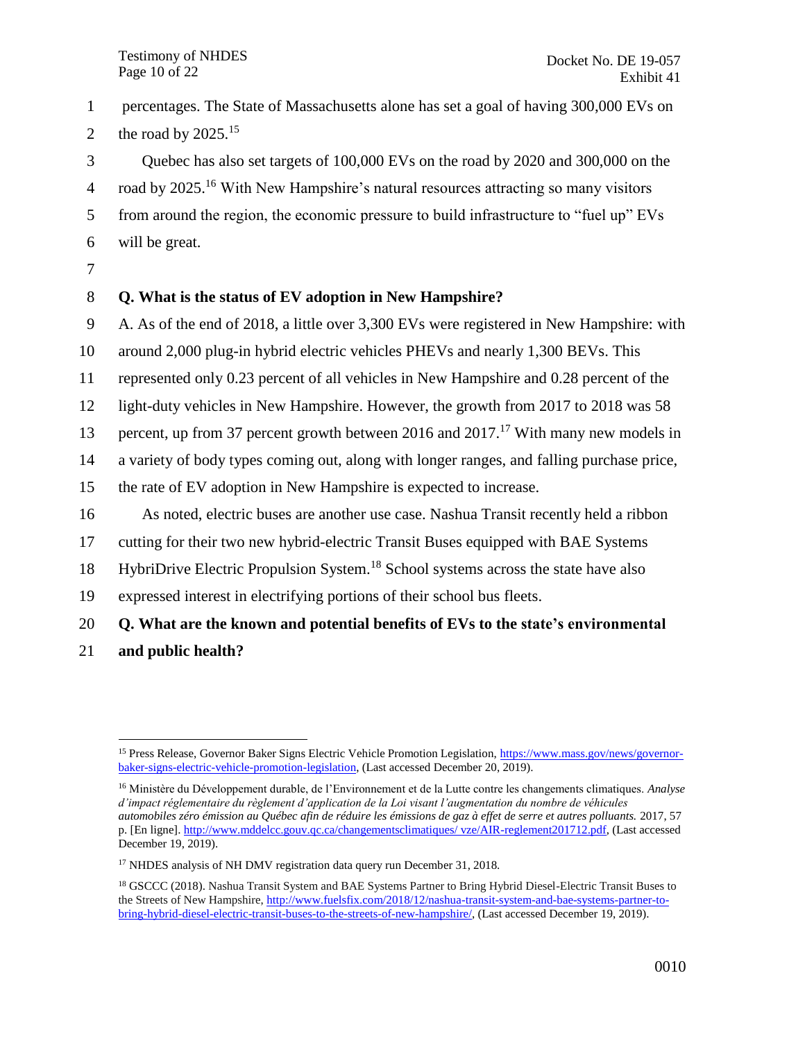percentages. The State of Massachusetts alone has set a goal of having 300,000 EVs on the road by 2025.[15]

Quebec has also set targets of 100,000 EVs on the road by 2020 and 300,000 on the road by 2025.[16] With New Hampshire's natural resources attracting so many visitors from around the region, the economic pressure to build infrastructure to "fuel up" EVs will be great.

**Q. What is the status of EV adoption in New Hampshire?**

A. As of the end of 2018, a little over 3,300 EVs were registered in New Hampshire: with around 2,000 plug-in hybrid electric vehicles PHEVs and nearly 1,300 BEVs. This represented only 0.23 percent of all vehicles in New Hampshire and 0.28 percent of the light-duty vehicles in New Hampshire. However, the growth from 2017 to 2018 was 58 percent, up from 37 percent growth between 2016 and 2017.[17] With many new models in a variety of body types coming out, along with longer ranges, and falling purchase price, the rate of EV adoption in New Hampshire is expected to increase.

As noted, electric buses are another use case. Nashua Transit recently held a ribbon cutting for their two new hybrid-electric Transit Buses equipped with BAE Systems HybriDrive Electric Propulsion System.[18] School systems across the state have also expressed interest in electrifying portions of their school bus fleets.

**Q. What are the known and potential benefits of EVs to the state's environmental and public health?**

---

[15] Press Release, Governor Baker Signs Electric Vehicle Promotion Legislation, https://www.mass.gov/news/governor-baker-signs-electric-vehicle-promotion-legislation, (Last accessed December 20, 2019).

[16] Ministère du Développement durable, de l'Environnement et de la Lutte contre les changements climatiques. *Analyse d'impact réglementaire du règlement d'application de la Loi visant l'augmentation du nombre de véhicules automobiles zéro émission au Québec afin de réduire les émissions de gaz à effet de serre et autres polluants.* 2017, 57 p. [En ligne]. http://www.mddelcc.gouv.qc.ca/changementsclimatiques/ vze/AIR-reglement201712.pdf, (Last accessed December 19, 2019).

[17] NHDES analysis of NH DMV registration data query run December 31, 2018.

[18] GSCCC (2018). Nashua Transit System and BAE Systems Partner to Bring Hybrid Diesel-Electric Transit Buses to the Streets of New Hampshire, http://www.fuelsfix.com/2018/12/nashua-transit-system-and-bae-systems-partner-to-bring-hybrid-diesel-electric-transit-buses-to-the-streets-of-new-hampshire/, (Last accessed December 19, 2019).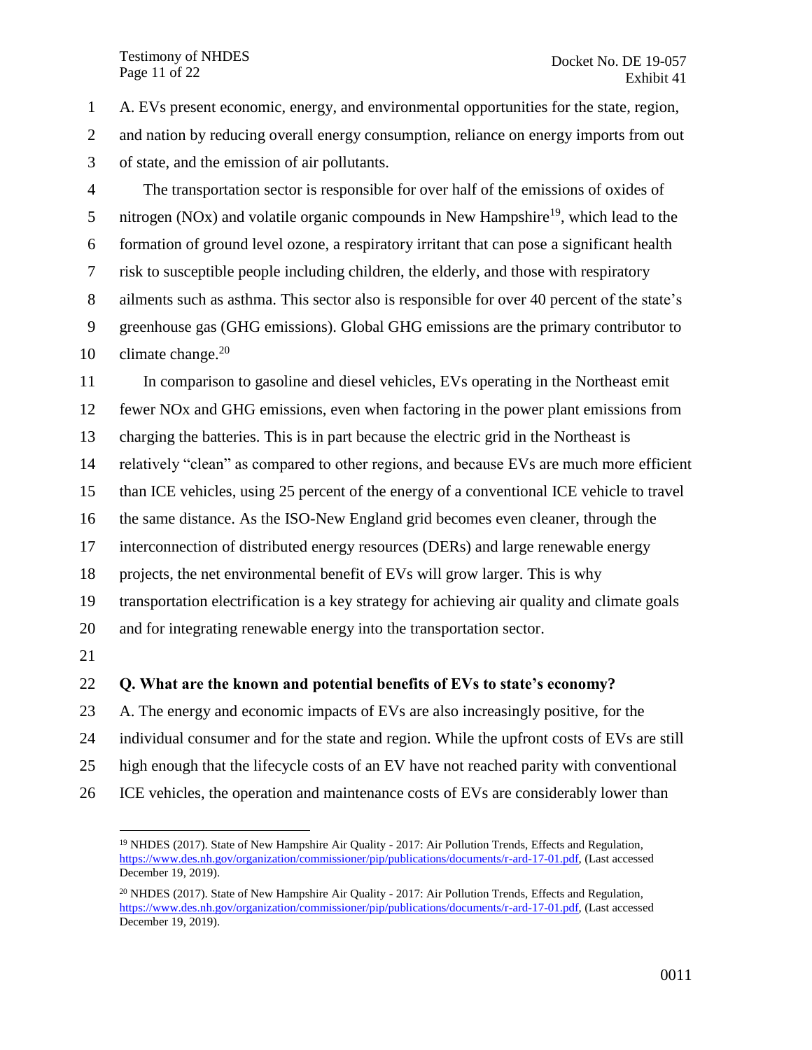A. EVs present economic, energy, and environmental opportunities for the state, region, and nation by reducing overall energy consumption, reliance on energy imports from out of state, and the emission of air pollutants.

The transportation sector is responsible for over half of the emissions of oxides of nitrogen (NOx) and volatile organic compounds in New Hampshire[19], which lead to the formation of ground level ozone, a respiratory irritant that can pose a significant health risk to susceptible people including children, the elderly, and those with respiratory ailments such as asthma. This sector also is responsible for over 40 percent of the state's greenhouse gas (GHG emissions). Global GHG emissions are the primary contributor to climate change.[20]

In comparison to gasoline and diesel vehicles, EVs operating in the Northeast emit fewer NOx and GHG emissions, even when factoring in the power plant emissions from charging the batteries. This is in part because the electric grid in the Northeast is relatively "clean" as compared to other regions, and because EVs are much more efficient than ICE vehicles, using 25 percent of the energy of a conventional ICE vehicle to travel the same distance. As the ISO-New England grid becomes even cleaner, through the interconnection of distributed energy resources (DERs) and large renewable energy projects, the net environmental benefit of EVs will grow larger. This is why transportation electrification is a key strategy for achieving air quality and climate goals and for integrating renewable energy into the transportation sector.

**Q. What are the known and potential benefits of EVs to state's economy?**

A. The energy and economic impacts of EVs are also increasingly positive, for the individual consumer and for the state and region. While the upfront costs of EVs are still high enough that the lifecycle costs of an EV have not reached parity with conventional ICE vehicles, the operation and maintenance costs of EVs are considerably lower than

---

[19] NHDES (2017). State of New Hampshire Air Quality - 2017: Air Pollution Trends, Effects and Regulation, https://www.des.nh.gov/organization/commissioner/pip/publications/documents/r-ard-17-01.pdf, (Last accessed December 19, 2019).

[20] NHDES (2017). State of New Hampshire Air Quality - 2017: Air Pollution Trends, Effects and Regulation, https://www.des.nh.gov/organization/commissioner/pip/publications/documents/r-ard-17-01.pdf, (Last accessed December 19, 2019).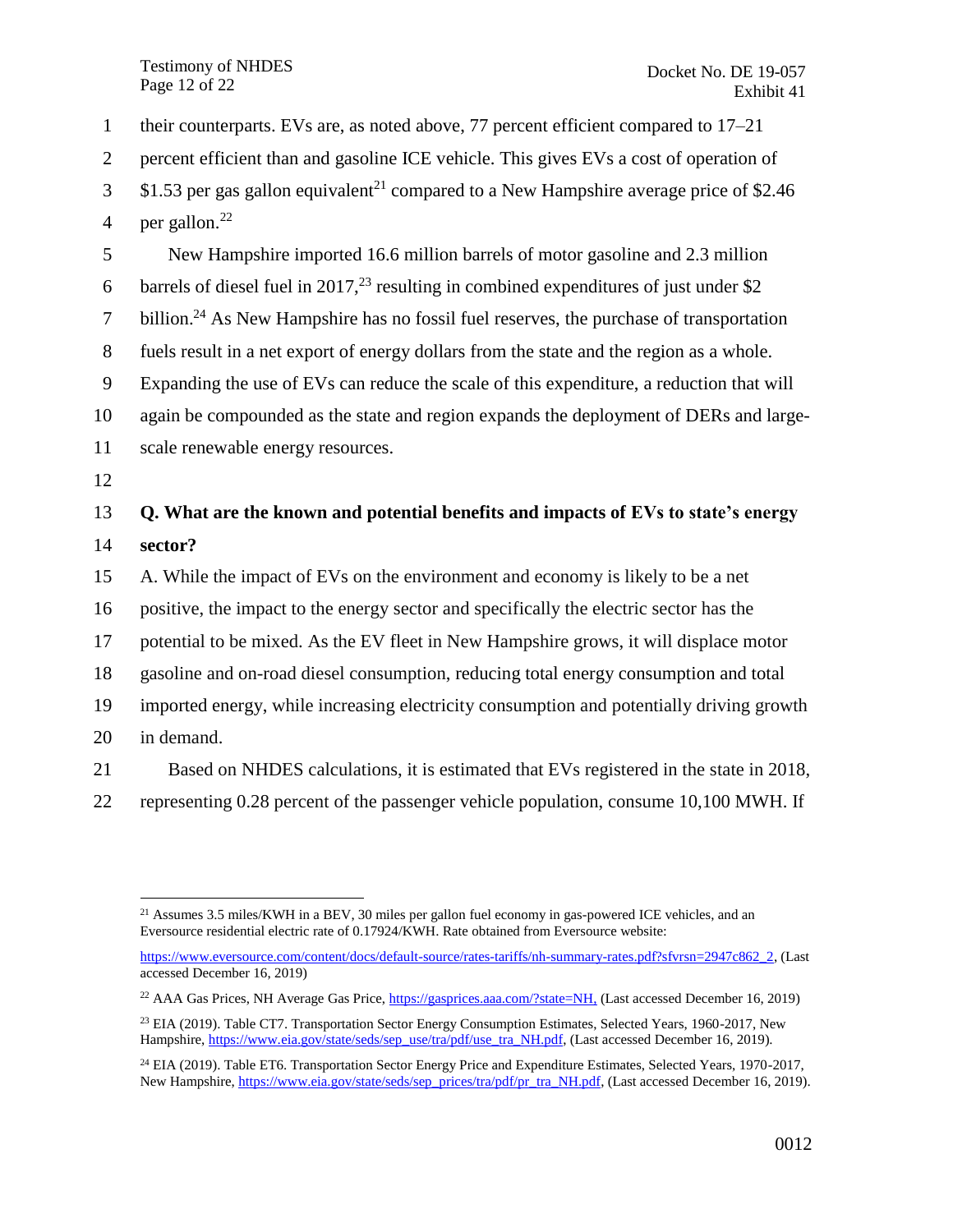their counterparts. EVs are, as noted above, 77 percent efficient compared to 17–21 percent efficient than and gasoline ICE vehicle. This gives EVs a cost of operation of $1.53 per gas gallon equivalent[21] compared to a New Hampshire average price of $2.46 per gallon.[22]

New Hampshire imported 16.6 million barrels of motor gasoline and 2.3 million barrels of diesel fuel in 2017,[23] resulting in combined expenditures of just under $2 billion.[24] As New Hampshire has no fossil fuel reserves, the purchase of transportation fuels result in a net export of energy dollars from the state and the region as a whole. Expanding the use of EVs can reduce the scale of this expenditure, a reduction that will again be compounded as the state and region expands the deployment of DERs and large-scale renewable energy resources.

**Q. What are the known and potential benefits and impacts of EVs to state's energy sector?**

A. While the impact of EVs on the environment and economy is likely to be a net positive, the impact to the energy sector and specifically the electric sector has the potential to be mixed. As the EV fleet in New Hampshire grows, it will displace motor gasoline and on-road diesel consumption, reducing total energy consumption and total imported energy, while increasing electricity consumption and potentially driving growth in demand.

Based on NHDES calculations, it is estimated that EVs registered in the state in 2018, representing 0.28 percent of the passenger vehicle population, consume 10,100 MWH. If

---

[21] Assumes 3.5 miles/KWH in a BEV, 30 miles per gallon fuel economy in gas-powered ICE vehicles, and an Eversource residential electric rate of 0.17924/KWH. Rate obtained from Eversource website: https://www.eversource.com/content/docs/default-source/rates-tariffs/nh-summary-rates.pdf?sfvrsn=2947c862_2, (Last accessed December 16, 2019)

[22] AAA Gas Prices, NH Average Gas Price, https://gasprices.aaa.com/?state=NH, (Last accessed December 16, 2019)

[23] EIA (2019). Table CT7. Transportation Sector Energy Consumption Estimates, Selected Years, 1960-2017, New Hampshire, https://www.eia.gov/state/seds/sep_use/tra/pdf/use_tra_NH.pdf, (Last accessed December 16, 2019).

[24] EIA (2019). Table ET6. Transportation Sector Energy Price and Expenditure Estimates, Selected Years, 1970-2017, New Hampshire, https://www.eia.gov/state/seds/sep_prices/tra/pdf/pr_tra_NH.pdf, (Last accessed December 16, 2019).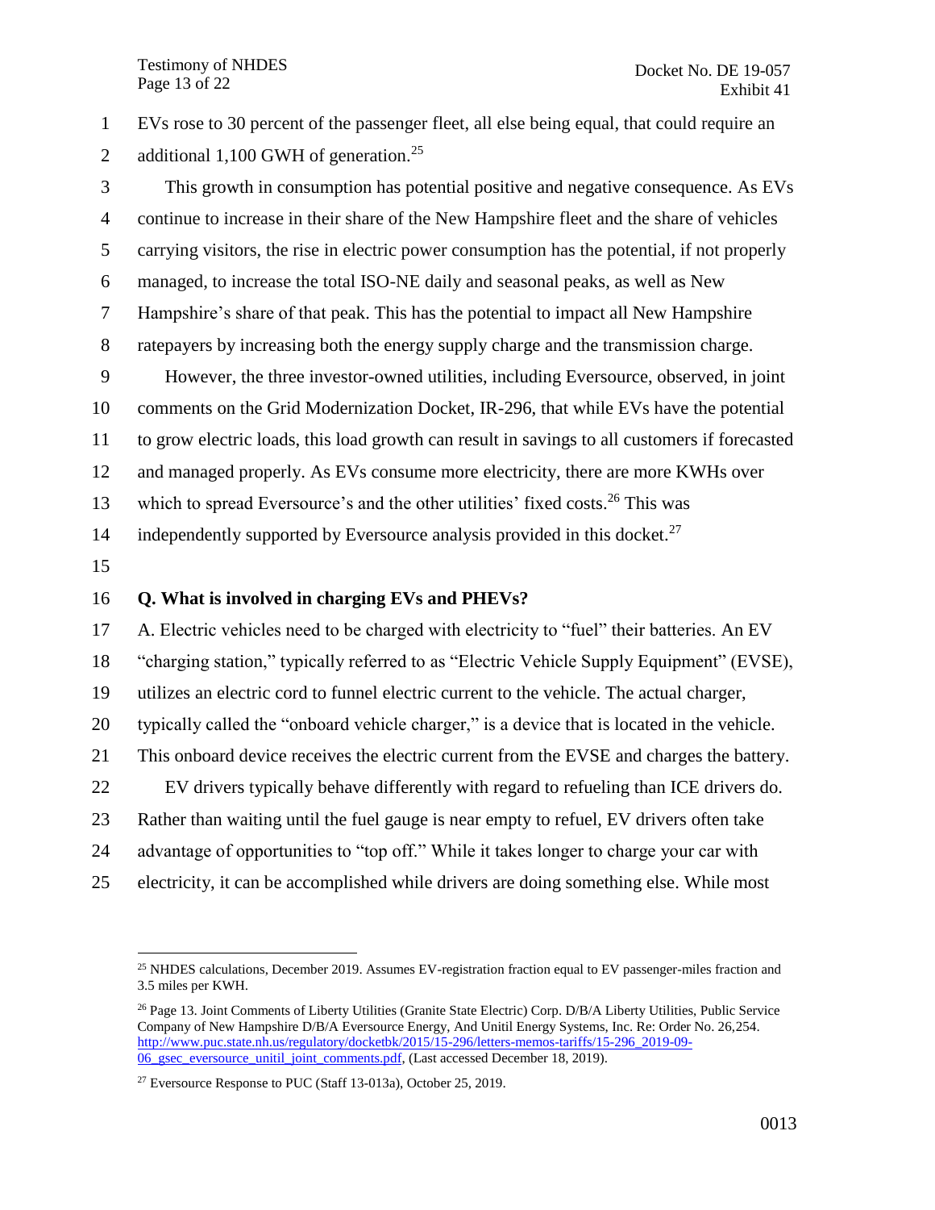EVs rose to 30 percent of the passenger fleet, all else being equal, that could require an additional 1,100 GWH of generation.[25]

This growth in consumption has potential positive and negative consequence. As EVs continue to increase in their share of the New Hampshire fleet and the share of vehicles carrying visitors, the rise in electric power consumption has the potential, if not properly managed, to increase the total ISO-NE daily and seasonal peaks, as well as New Hampshire's share of that peak. This has the potential to impact all New Hampshire ratepayers by increasing both the energy supply charge and the transmission charge.

However, the three investor-owned utilities, including Eversource, observed, in joint comments on the Grid Modernization Docket, IR-296, that while EVs have the potential to grow electric loads, this load growth can result in savings to all customers if forecasted and managed properly. As EVs consume more electricity, there are more KWHs over which to spread Eversource's and the other utilities' fixed costs.[26] This was independently supported by Eversource analysis provided in this docket.[27]

**Q. What is involved in charging EVs and PHEVs?**

A. Electric vehicles need to be charged with electricity to "fuel" their batteries. An EV "charging station," typically referred to as "Electric Vehicle Supply Equipment" (EVSE), utilizes an electric cord to funnel electric current to the vehicle. The actual charger, typically called the "onboard vehicle charger," is a device that is located in the vehicle. This onboard device receives the electric current from the EVSE and charges the battery.

EV drivers typically behave differently with regard to refueling than ICE drivers do. Rather than waiting until the fuel gauge is near empty to refuel, EV drivers often take advantage of opportunities to "top off." While it takes longer to charge your car with electricity, it can be accomplished while drivers are doing something else. While most

---

[25] NHDES calculations, December 2019. Assumes EV-registration fraction equal to EV passenger-miles fraction and 3.5 miles per KWH.

[26] Page 13. Joint Comments of Liberty Utilities (Granite State Electric) Corp. D/B/A Liberty Utilities, Public Service Company of New Hampshire D/B/A Eversource Energy, And Unitil Energy Systems, Inc. Re: Order No. 26,254. http://www.puc.state.nh.us/regulatory/docketbk/2015/15-296/letters-memos-tariffs/15-296_2019-09-06_gsec_eversource_unitil_joint_comments.pdf, (Last accessed December 18, 2019).

[27] Eversource Response to PUC (Staff 13-013a), October 25, 2019.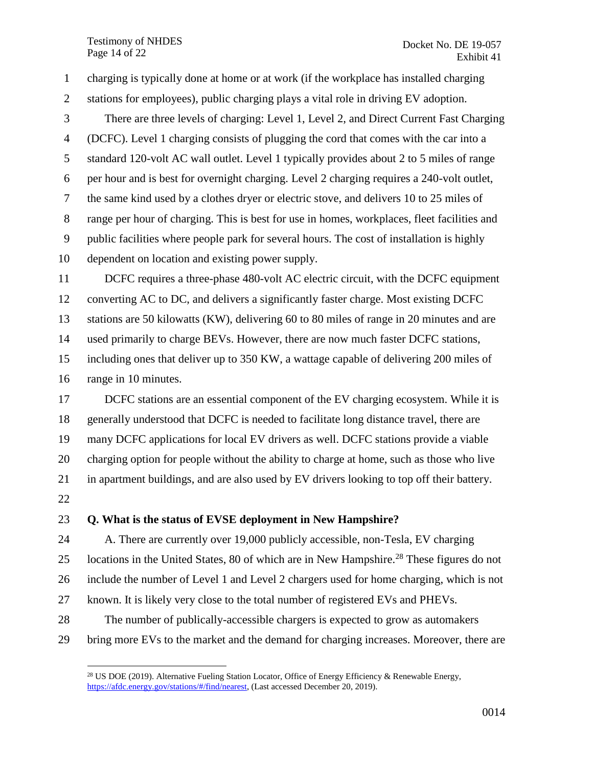charging is typically done at home or at work (if the workplace has installed charging stations for employees), public charging plays a vital role in driving EV adoption.

There are three levels of charging: Level 1, Level 2, and Direct Current Fast Charging (DCFC). Level 1 charging consists of plugging the cord that comes with the car into a standard 120-volt AC wall outlet. Level 1 typically provides about 2 to 5 miles of range per hour and is best for overnight charging. Level 2 charging requires a 240-volt outlet, the same kind used by a clothes dryer or electric stove, and delivers 10 to 25 miles of range per hour of charging. This is best for use in homes, workplaces, fleet facilities and public facilities where people park for several hours. The cost of installation is highly dependent on location and existing power supply.

DCFC requires a three-phase 480-volt AC electric circuit, with the DCFC equipment converting AC to DC, and delivers a significantly faster charge. Most existing DCFC stations are 50 kilowatts (KW), delivering 60 to 80 miles of range in 20 minutes and are used primarily to charge BEVs. However, there are now much faster DCFC stations, including ones that deliver up to 350 KW, a wattage capable of delivering 200 miles of range in 10 minutes.

DCFC stations are an essential component of the EV charging ecosystem. While it is generally understood that DCFC is needed to facilitate long distance travel, there are many DCFC applications for local EV drivers as well. DCFC stations provide a viable charging option for people without the ability to charge at home, such as those who live in apartment buildings, and are also used by EV drivers looking to top off their battery.

**Q. What is the status of EVSE deployment in New Hampshire?**

A. There are currently over 19,000 publicly accessible, non-Tesla, EV charging locations in the United States, 80 of which are in New Hampshire.[28] These figures do not include the number of Level 1 and Level 2 chargers used for home charging, which is not known. It is likely very close to the total number of registered EVs and PHEVs.

The number of publically-accessible chargers is expected to grow as automakers bring more EVs to the market and the demand for charging increases. Moreover, there are

---

[28] US DOE (2019). Alternative Fueling Station Locator, Office of Energy Efficiency & Renewable Energy, https://afdc.energy.gov/stations/#/find/nearest, (Last accessed December 20, 2019).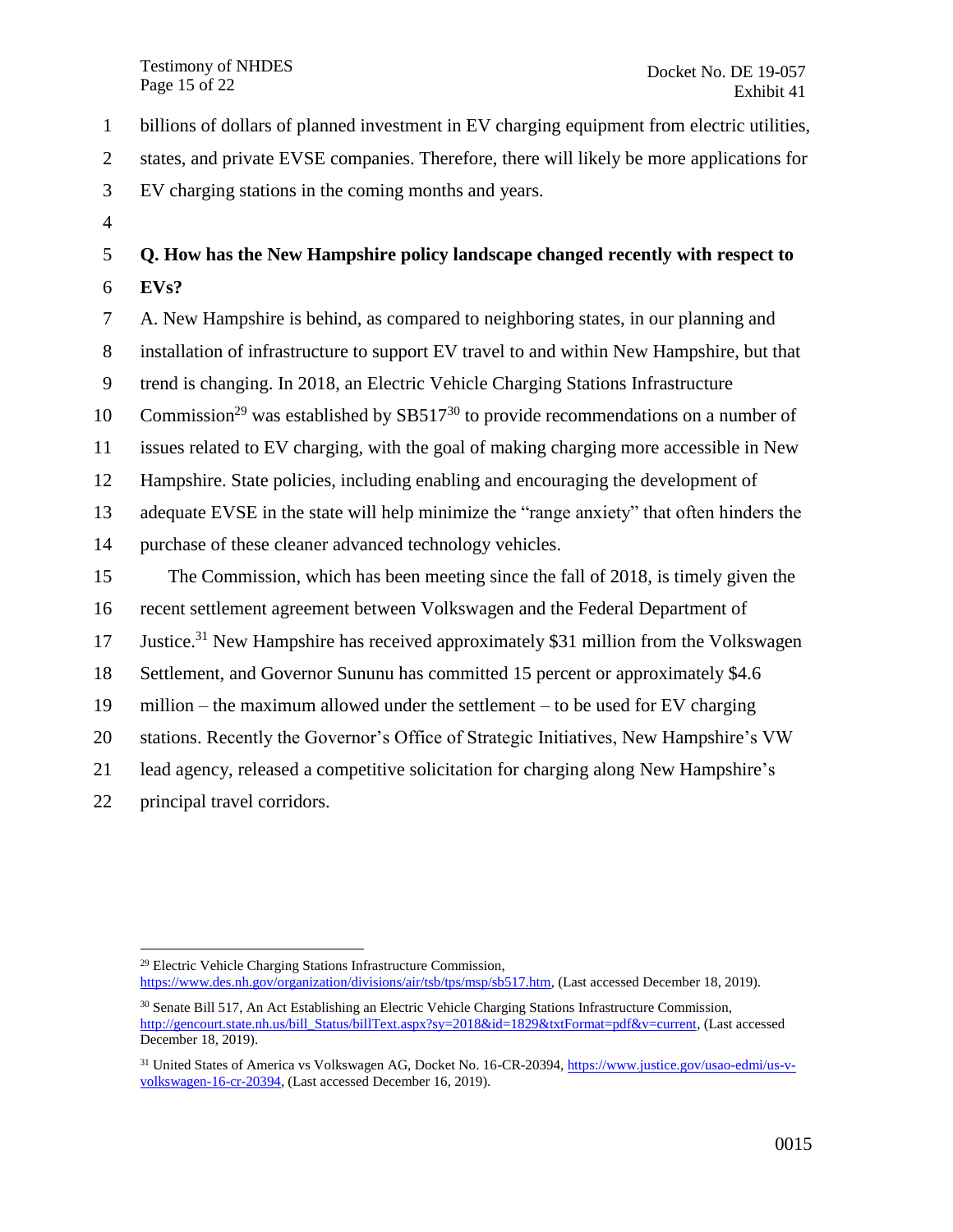billions of dollars of planned investment in EV charging equipment from electric utilities, states, and private EVSE companies. Therefore, there will likely be more applications for EV charging stations in the coming months and years.

**Q. How has the New Hampshire policy landscape changed recently with respect to EVs?**

A. New Hampshire is behind, as compared to neighboring states, in our planning and installation of infrastructure to support EV travel to and within New Hampshire, but that trend is changing. In 2018, an Electric Vehicle Charging Stations Infrastructure Commission[29] was established by SB517[30] to provide recommendations on a number of issues related to EV charging, with the goal of making charging more accessible in New Hampshire. State policies, including enabling and encouraging the development of adequate EVSE in the state will help minimize the "range anxiety" that often hinders the purchase of these cleaner advanced technology vehicles.

The Commission, which has been meeting since the fall of 2018, is timely given the recent settlement agreement between Volkswagen and the Federal Department of Justice.[31] New Hampshire has received approximately $31 million from the Volkswagen Settlement, and Governor Sununu has committed 15 percent or approximately $4.6 million – the maximum allowed under the settlement – to be used for EV charging stations. Recently the Governor's Office of Strategic Initiatives, New Hampshire's VW lead agency, released a competitive solicitation for charging along New Hampshire's principal travel corridors.

---

[29] Electric Vehicle Charging Stations Infrastructure Commission, https://www.des.nh.gov/organization/divisions/air/tsb/tps/msp/sb517.htm, (Last accessed December 18, 2019).

[30] Senate Bill 517, An Act Establishing an Electric Vehicle Charging Stations Infrastructure Commission, http://gencourt.state.nh.us/bill_Status/billText.aspx?sy=2018&id=1829&txtFormat=pdf&v=current, (Last accessed December 18, 2019).

[31] United States of America vs Volkswagen AG, Docket No. 16-CR-20394, https://www.justice.gov/usao-edmi/us-v-volkswagen-16-cr-20394, (Last accessed December 16, 2019).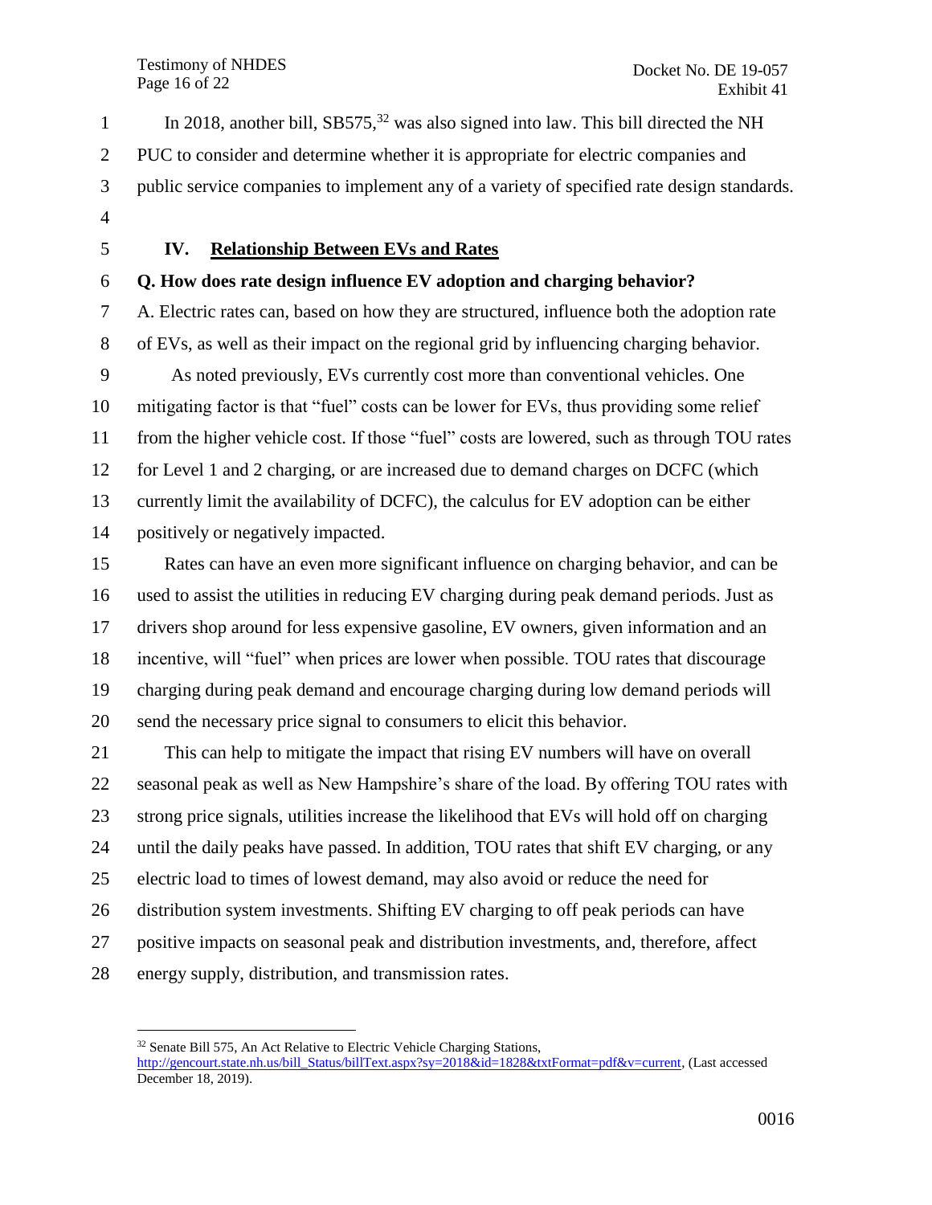In 2018, another bill, SB575,[32] was also signed into law. This bill directed the NH PUC to consider and determine whether it is appropriate for electric companies and public service companies to implement any of a variety of specified rate design standards.

## IV. Relationship Between EVs and Rates

**Q. How does rate design influence EV adoption and charging behavior?**

A. Electric rates can, based on how they are structured, influence both the adoption rate of EVs, as well as their impact on the regional grid by influencing charging behavior.

As noted previously, EVs currently cost more than conventional vehicles. One mitigating factor is that "fuel" costs can be lower for EVs, thus providing some relief from the higher vehicle cost. If those "fuel" costs are lowered, such as through TOU rates for Level 1 and 2 charging, or are increased due to demand charges on DCFC (which currently limit the availability of DCFC), the calculus for EV adoption can be either positively or negatively impacted.

Rates can have an even more significant influence on charging behavior, and can be used to assist the utilities in reducing EV charging during peak demand periods. Just as drivers shop around for less expensive gasoline, EV owners, given information and an incentive, will "fuel" when prices are lower when possible. TOU rates that discourage charging during peak demand and encourage charging during low demand periods will send the necessary price signal to consumers to elicit this behavior.

This can help to mitigate the impact that rising EV numbers will have on overall seasonal peak as well as New Hampshire's share of the load. By offering TOU rates with strong price signals, utilities increase the likelihood that EVs will hold off on charging until the daily peaks have passed. In addition, TOU rates that shift EV charging, or any electric load to times of lowest demand, may also avoid or reduce the need for distribution system investments. Shifting EV charging to off peak periods can have positive impacts on seasonal peak and distribution investments, and, therefore, affect energy supply, distribution, and transmission rates.

---

[32] Senate Bill 575, An Act Relative to Electric Vehicle Charging Stations, http://gencourt.state.nh.us/bill_Status/billText.aspx?sy=2018&id=1828&txtFormat=pdf&v=current, (Last accessed December 18, 2019).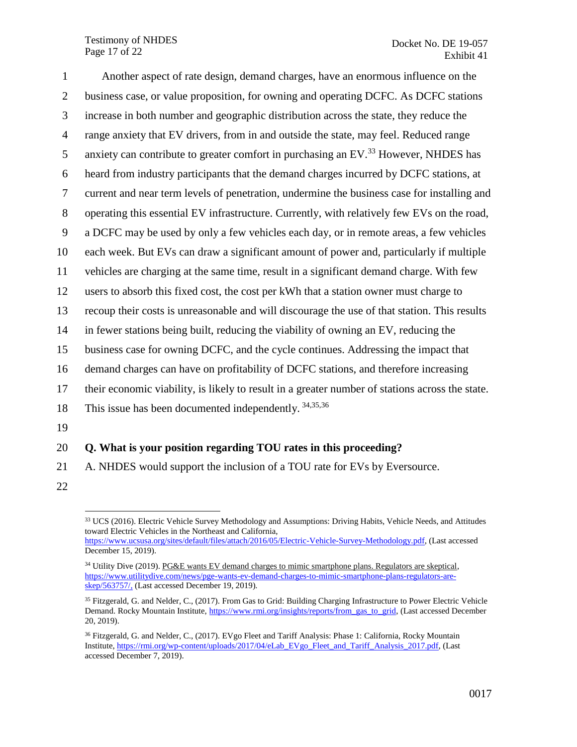Another aspect of rate design, demand charges, have an enormous influence on the business case, or value proposition, for owning and operating DCFC. As DCFC stations increase in both number and geographic distribution across the state, they reduce the range anxiety that EV drivers, from in and outside the state, may feel. Reduced range anxiety can contribute to greater comfort in purchasing an EV.[33] However, NHDES has heard from industry participants that the demand charges incurred by DCFC stations, at current and near term levels of penetration, undermine the business case for installing and operating this essential EV infrastructure. Currently, with relatively few EVs on the road, a DCFC may be used by only a few vehicles each day, or in remote areas, a few vehicles each week. But EVs can draw a significant amount of power and, particularly if multiple vehicles are charging at the same time, result in a significant demand charge. With few users to absorb this fixed cost, the cost per kWh that a station owner must charge to recoup their costs is unreasonable and will discourage the use of that station. This results in fewer stations being built, reducing the viability of owning an EV, reducing the business case for owning DCFC, and the cycle continues. Addressing the impact that demand charges can have on profitability of DCFC stations, and therefore increasing their economic viability, is likely to result in a greater number of stations across the state. This issue has been documented independently. [34,35,36]

**Q. What is your position regarding TOU rates in this proceeding?**

A. NHDES would support the inclusion of a TOU rate for EVs by Eversource.

---

[33] UCS (2016). Electric Vehicle Survey Methodology and Assumptions: Driving Habits, Vehicle Needs, and Attitudes toward Electric Vehicles in the Northeast and California, https://www.ucsusa.org/sites/default/files/attach/2016/05/Electric-Vehicle-Survey-Methodology.pdf, (Last accessed December 15, 2019).

[34] Utility Dive (2019). PG&E wants EV demand charges to mimic smartphone plans. Regulators are skeptical, https://www.utilitydive.com/news/pge-wants-ev-demand-charges-to-mimic-smartphone-plans-regulators-are-skep/563757/, (Last accessed December 19, 2019).

[35] Fitzgerald, G. and Nelder, C., (2017). From Gas to Grid: Building Charging Infrastructure to Power Electric Vehicle Demand. Rocky Mountain Institute, https://www.rmi.org/insights/reports/from_gas_to_grid, (Last accessed December 20, 2019).

[36] Fitzgerald, G. and Nelder, C., (2017). EVgo Fleet and Tariff Analysis: Phase 1: California, Rocky Mountain Institute, https://rmi.org/wp-content/uploads/2017/04/eLab_EVgo_Fleet_and_Tariff_Analysis_2017.pdf, (Last accessed December 7, 2019).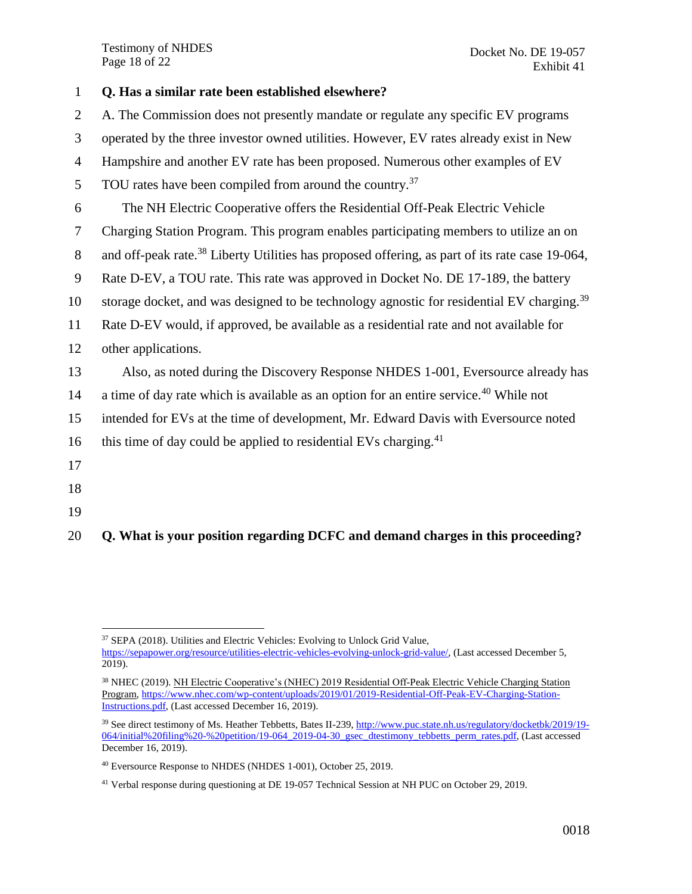**Q. Has a similar rate been established elsewhere?**

A. The Commission does not presently mandate or regulate any specific EV programs operated by the three investor owned utilities. However, EV rates already exist in New Hampshire and another EV rate has been proposed. Numerous other examples of EV TOU rates have been compiled from around the country.[37]

The NH Electric Cooperative offers the Residential Off-Peak Electric Vehicle Charging Station Program. This program enables participating members to utilize an on and off-peak rate.[38] Liberty Utilities has proposed offering, as part of its rate case 19-064, Rate D-EV, a TOU rate. This rate was approved in Docket No. DE 17-189, the battery storage docket, and was designed to be technology agnostic for residential EV charging.[39] Rate D-EV would, if approved, be available as a residential rate and not available for other applications.

Also, as noted during the Discovery Response NHDES 1-001, Eversource already has a time of day rate which is available as an option for an entire service.[40] While not intended for EVs at the time of development, Mr. Edward Davis with Eversource noted this time of day could be applied to residential EVs charging.[41]

**Q. What is your position regarding DCFC and demand charges in this proceeding?**

---

[37] SEPA (2018). Utilities and Electric Vehicles: Evolving to Unlock Grid Value, https://sepapower.org/resource/utilities-electric-vehicles-evolving-unlock-grid-value/, (Last accessed December 5, 2019).

[38] NHEC (2019). NH Electric Cooperative's (NHEC) 2019 Residential Off-Peak Electric Vehicle Charging Station Program, https://www.nhec.com/wp-content/uploads/2019/01/2019-Residential-Off-Peak-EV-Charging-Station-Instructions.pdf, (Last accessed December 16, 2019).

[39] See direct testimony of Ms. Heather Tebbetts, Bates II-239, http://www.puc.state.nh.us/regulatory/docketbk/2019/19-064/initial%20filing%20-%20petition/19-064_2019-04-30_gsec_dtestimony_tebbetts_perm_rates.pdf, (Last accessed December 16, 2019).

[40] Eversource Response to NHDES (NHDES 1-001), October 25, 2019.

[41] Verbal response during questioning at DE 19-057 Technical Session at NH PUC on October 29, 2019.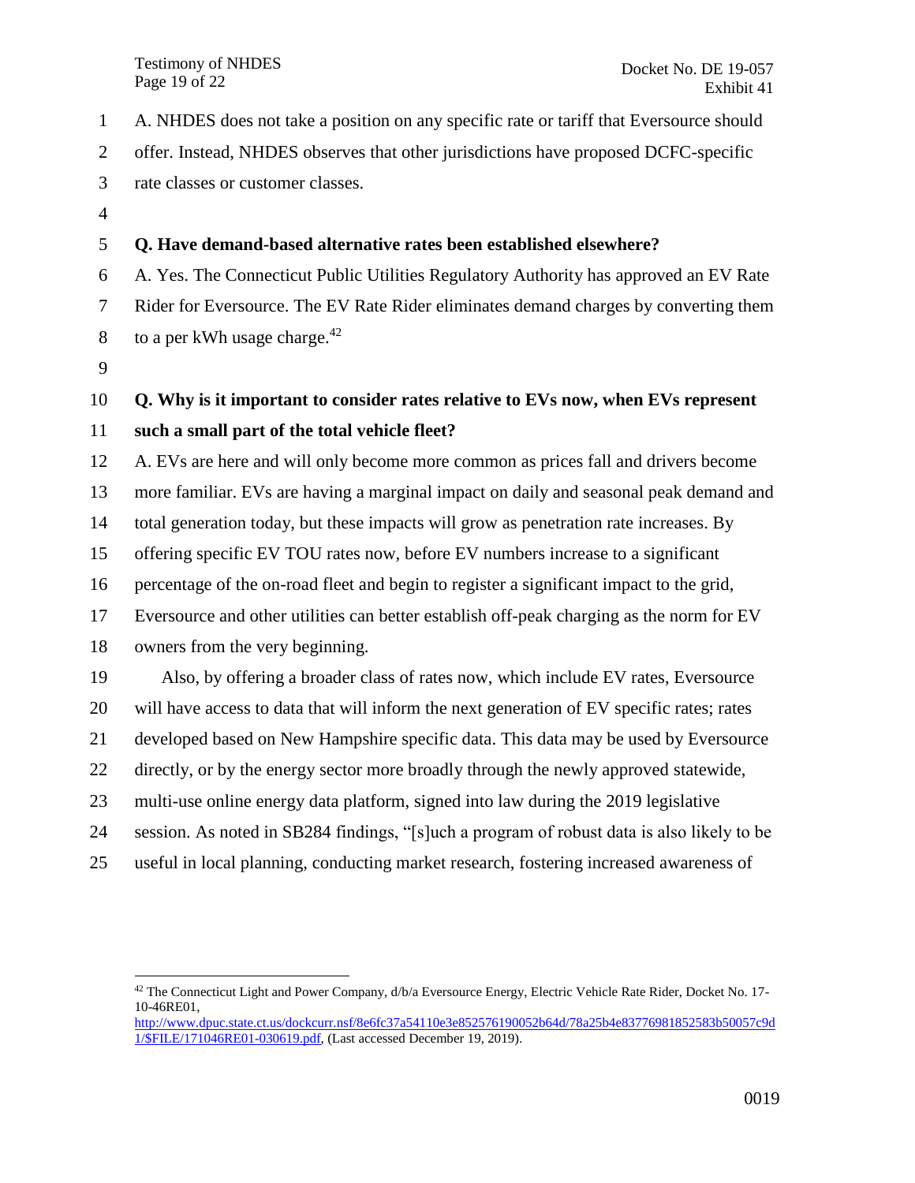A. NHDES does not take a position on any specific rate or tariff that Eversource should offer. Instead, NHDES observes that other jurisdictions have proposed DCFC-specific rate classes or customer classes.

**Q. Have demand-based alternative rates been established elsewhere?**

A. Yes. The Connecticut Public Utilities Regulatory Authority has approved an EV Rate Rider for Eversource. The EV Rate Rider eliminates demand charges by converting them to a per kWh usage charge.[42]

**Q. Why is it important to consider rates relative to EVs now, when EVs represent such a small part of the total vehicle fleet?**

A. EVs are here and will only become more common as prices fall and drivers become more familiar. EVs are having a marginal impact on daily and seasonal peak demand and total generation today, but these impacts will grow as penetration rate increases. By offering specific EV TOU rates now, before EV numbers increase to a significant percentage of the on-road fleet and begin to register a significant impact to the grid, Eversource and other utilities can better establish off-peak charging as the norm for EV owners from the very beginning.

Also, by offering a broader class of rates now, which include EV rates, Eversource will have access to data that will inform the next generation of EV specific rates; rates developed based on New Hampshire specific data. This data may be used by Eversource directly, or by the energy sector more broadly through the newly approved statewide, multi-use online energy data platform, signed into law during the 2019 legislative session. As noted in SB284 findings, "[s]uch a program of robust data is also likely to be useful in local planning, conducting market research, fostering increased awareness of

---

[42] The Connecticut Light and Power Company, d/b/a Eversource Energy, Electric Vehicle Rate Rider, Docket No. 17-10-46RE01, http://www.dpuc.state.ct.us/dockcurr.nsf/8e6fc37a54110e3e852576190052b64d/78a25b4e83776981852583b50057c9d1/$FILE/171046RE01-030619.pdf, (Last accessed December 19, 2019).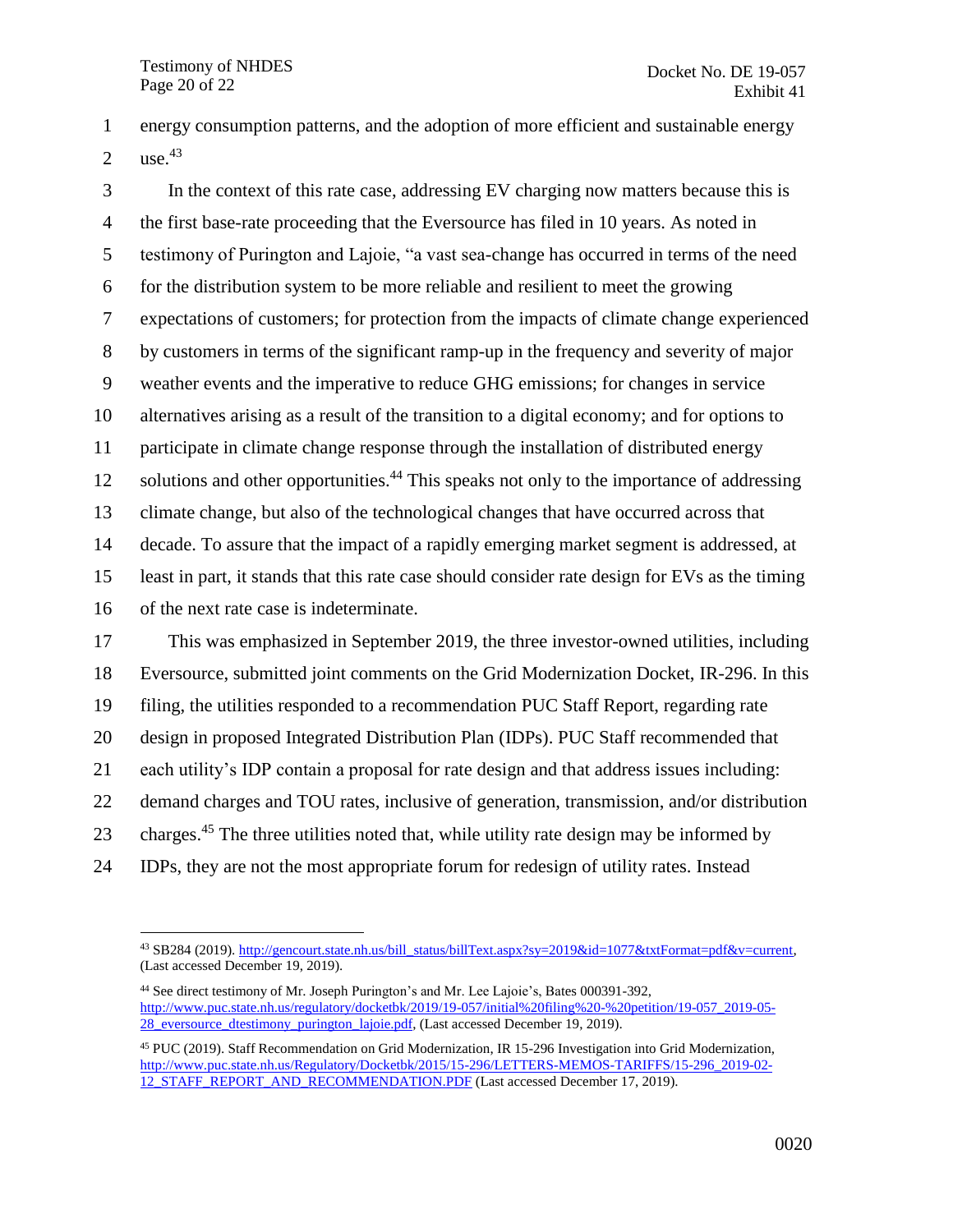energy consumption patterns, and the adoption of more efficient and sustainable energy use.[43]

In the context of this rate case, addressing EV charging now matters because this is the first base-rate proceeding that the Eversource has filed in 10 years. As noted in testimony of Purington and Lajoie, "a vast sea-change has occurred in terms of the need for the distribution system to be more reliable and resilient to meet the growing expectations of customers; for protection from the impacts of climate change experienced by customers in terms of the significant ramp-up in the frequency and severity of major weather events and the imperative to reduce GHG emissions; for changes in service alternatives arising as a result of the transition to a digital economy; and for options to participate in climate change response through the installation of distributed energy solutions and other opportunities.[44] This speaks not only to the importance of addressing climate change, but also of the technological changes that have occurred across that decade. To assure that the impact of a rapidly emerging market segment is addressed, at least in part, it stands that this rate case should consider rate design for EVs as the timing of the next rate case is indeterminate.

This was emphasized in September 2019, the three investor-owned utilities, including Eversource, submitted joint comments on the Grid Modernization Docket, IR-296. In this filing, the utilities responded to a recommendation PUC Staff Report, regarding rate design in proposed Integrated Distribution Plan (IDPs). PUC Staff recommended that each utility's IDP contain a proposal for rate design and that address issues including: demand charges and TOU rates, inclusive of generation, transmission, and/or distribution charges.[45] The three utilities noted that, while utility rate design may be informed by IDPs, they are not the most appropriate forum for redesign of utility rates. Instead

---

[43] SB284 (2019). http://gencourt.state.nh.us/bill_status/billText.aspx?sy=2019&id=1077&txtFormat=pdf&v=current, (Last accessed December 19, 2019).

[44] See direct testimony of Mr. Joseph Purington's and Mr. Lee Lajoie's, Bates 000391-392, http://www.puc.state.nh.us/regulatory/docketbk/2019/19-057/initial%20filing%20-%20petition/19-057_2019-05-28_eversource_dtestimony_purington_lajoie.pdf, (Last accessed December 19, 2019).

[45] PUC (2019). Staff Recommendation on Grid Modernization, IR 15-296 Investigation into Grid Modernization, http://www.puc.state.nh.us/Regulatory/Docketbk/2015/15-296/LETTERS-MEMOS-TARIFFS/15-296_2019-02-12_STAFF_REPORT_AND_RECOMMENDATION.PDF (Last accessed December 17, 2019).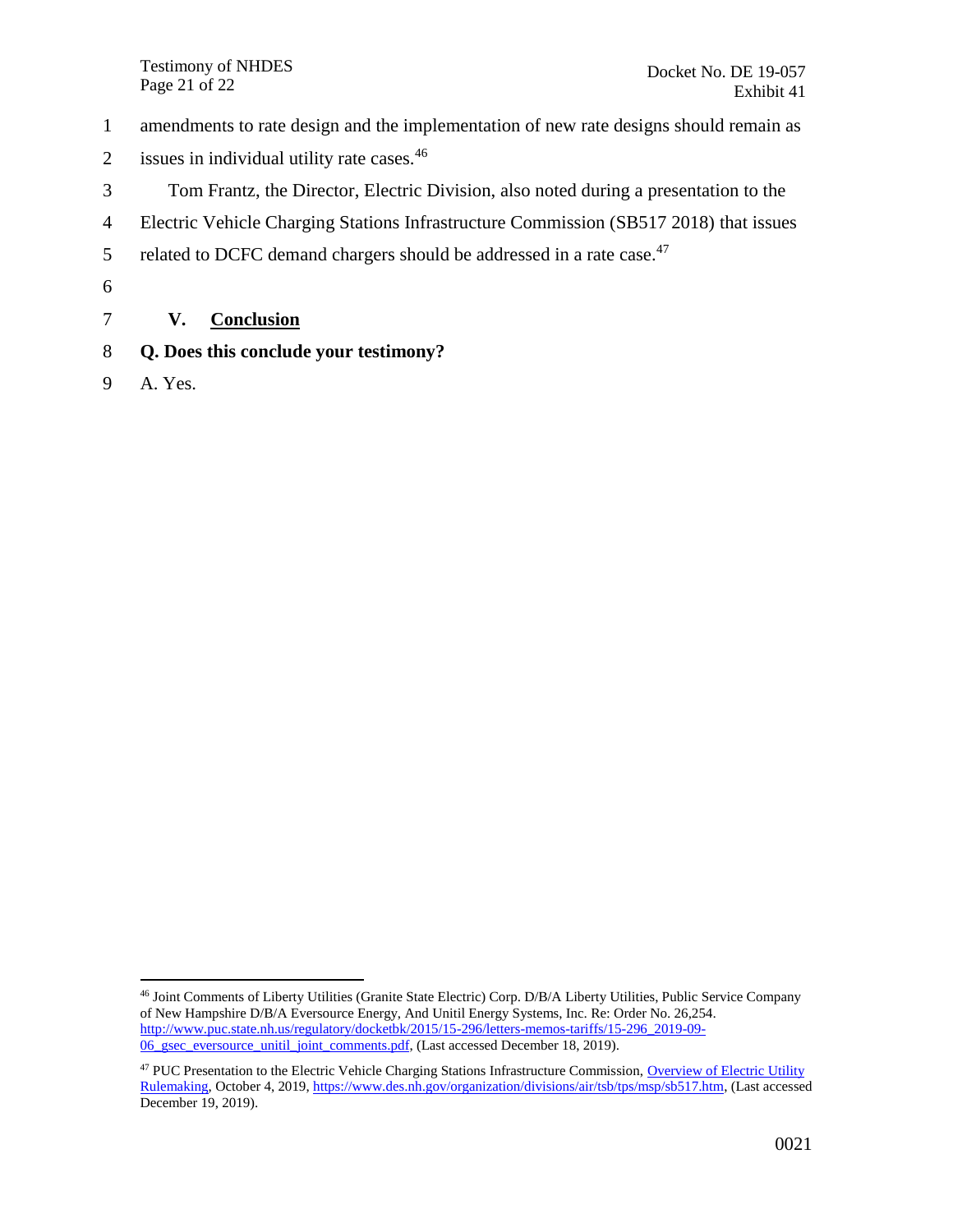amendments to rate design and the implementation of new rate designs should remain as issues in individual utility rate cases.[46]

Tom Frantz, the Director, Electric Division, also noted during a presentation to the Electric Vehicle Charging Stations Infrastructure Commission (SB517 2018) that issues related to DCFC demand chargers should be addressed in a rate case.[47]

## V. Conclusion

**Q. Does this conclude your testimony?**

A. Yes.

---

[46] Joint Comments of Liberty Utilities (Granite State Electric) Corp. D/B/A Liberty Utilities, Public Service Company of New Hampshire D/B/A Eversource Energy, And Unitil Energy Systems, Inc. Re: Order No. 26,254. http://www.puc.state.nh.us/regulatory/docketbk/2015/15-296/letters-memos-tariffs/15-296_2019-09-06_gsec_eversource_unitil_joint_comments.pdf, (Last accessed December 18, 2019).

[47] PUC Presentation to the Electric Vehicle Charging Stations Infrastructure Commission, Overview of Electric Utility Rulemaking, October 4, 2019, https://www.des.nh.gov/organization/divisions/air/tsb/tps/msp/sb517.htm, (Last accessed December 19, 2019).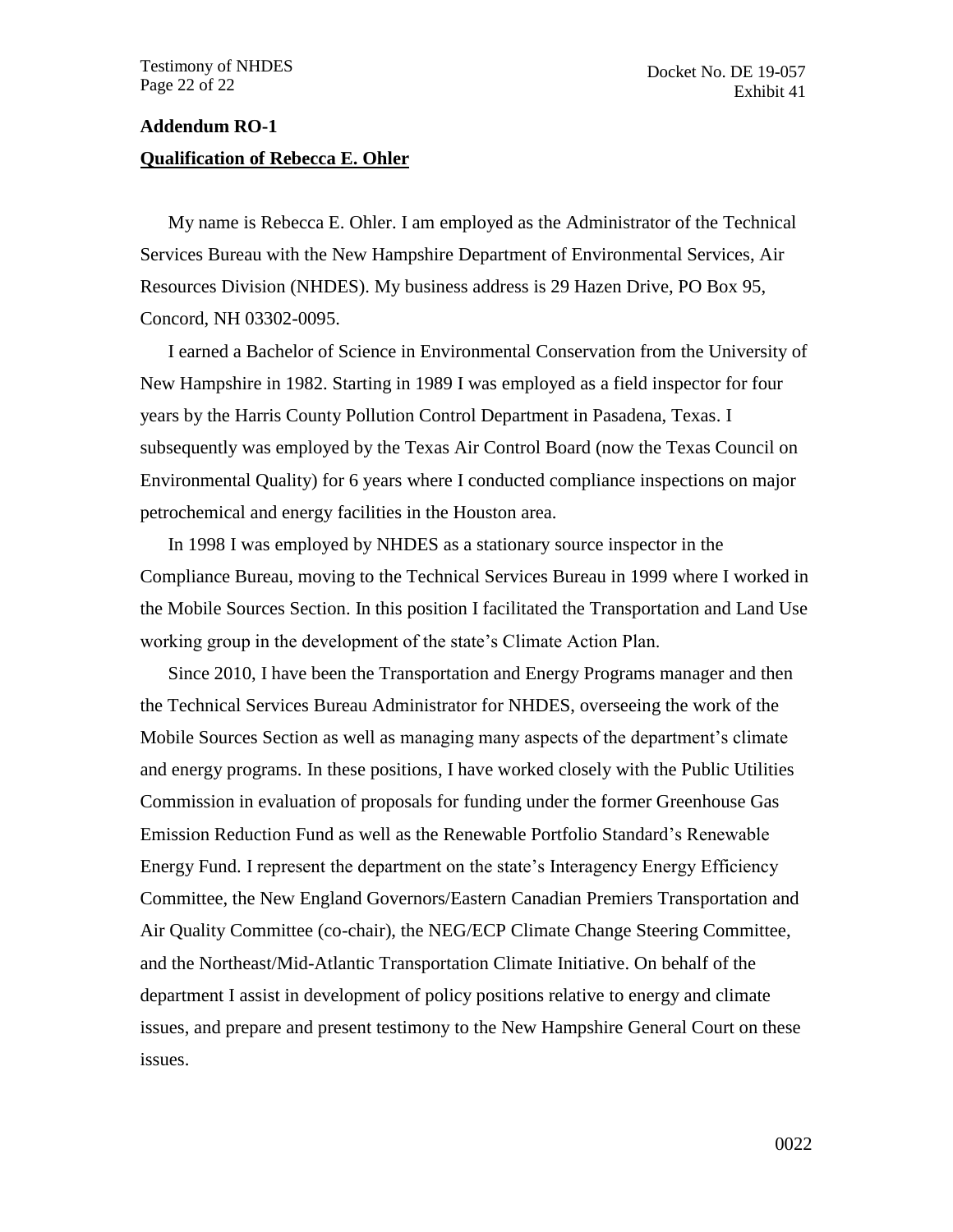**Addendum RO-1**

**Qualification of Rebecca E. Ohler**

My name is Rebecca E. Ohler. I am employed as the Administrator of the Technical Services Bureau with the New Hampshire Department of Environmental Services, Air Resources Division (NHDES). My business address is 29 Hazen Drive, PO Box 95, Concord, NH 03302-0095.

I earned a Bachelor of Science in Environmental Conservation from the University of New Hampshire in 1982. Starting in 1989 I was employed as a field inspector for four years by the Harris County Pollution Control Department in Pasadena, Texas. I subsequently was employed by the Texas Air Control Board (now the Texas Council on Environmental Quality) for 6 years where I conducted compliance inspections on major petrochemical and energy facilities in the Houston area.

In 1998 I was employed by NHDES as a stationary source inspector in the Compliance Bureau, moving to the Technical Services Bureau in 1999 where I worked in the Mobile Sources Section. In this position I facilitated the Transportation and Land Use working group in the development of the state's Climate Action Plan.

Since 2010, I have been the Transportation and Energy Programs manager and then the Technical Services Bureau Administrator for NHDES, overseeing the work of the Mobile Sources Section as well as managing many aspects of the department's climate and energy programs. In these positions, I have worked closely with the Public Utilities Commission in evaluation of proposals for funding under the former Greenhouse Gas Emission Reduction Fund as well as the Renewable Portfolio Standard's Renewable Energy Fund. I represent the department on the state's Interagency Energy Efficiency Committee, the New England Governors/Eastern Canadian Premiers Transportation and Air Quality Committee (co-chair), the NEG/ECP Climate Change Steering Committee, and the Northeast/Mid-Atlantic Transportation Climate Initiative. On behalf of the department I assist in development of policy positions relative to energy and climate issues, and prepare and present testimony to the New Hampshire General Court on these issues.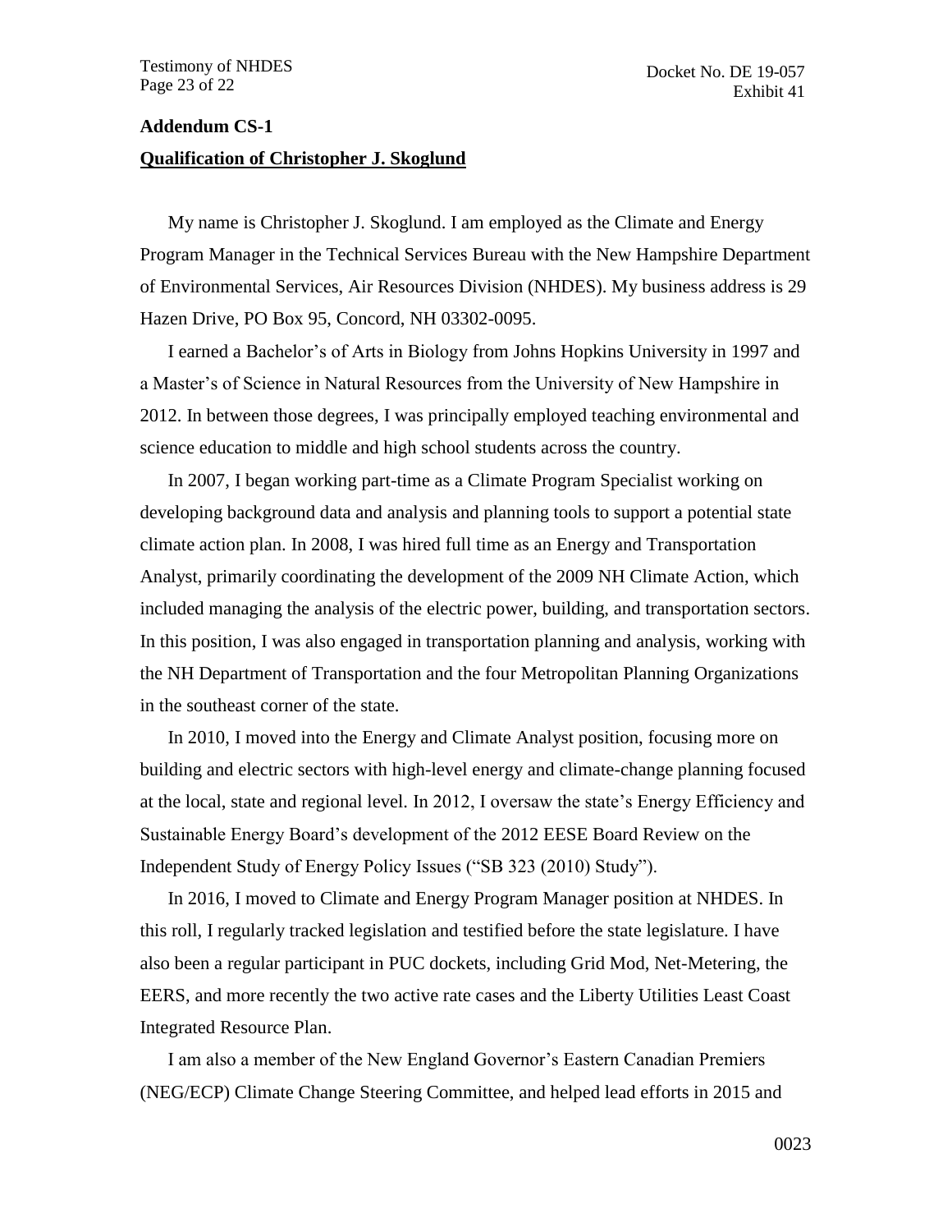**Addendum CS-1**

**Qualification of Christopher J. Skoglund**

My name is Christopher J. Skoglund. I am employed as the Climate and Energy Program Manager in the Technical Services Bureau with the New Hampshire Department of Environmental Services, Air Resources Division (NHDES). My business address is 29 Hazen Drive, PO Box 95, Concord, NH 03302-0095.

I earned a Bachelor's of Arts in Biology from Johns Hopkins University in 1997 and a Master's of Science in Natural Resources from the University of New Hampshire in 2012. In between those degrees, I was principally employed teaching environmental and science education to middle and high school students across the country.

In 2007, I began working part-time as a Climate Program Specialist working on developing background data and analysis and planning tools to support a potential state climate action plan. In 2008, I was hired full time as an Energy and Transportation Analyst, primarily coordinating the development of the 2009 NH Climate Action, which included managing the analysis of the electric power, building, and transportation sectors. In this position, I was also engaged in transportation planning and analysis, working with the NH Department of Transportation and the four Metropolitan Planning Organizations in the southeast corner of the state.

In 2010, I moved into the Energy and Climate Analyst position, focusing more on building and electric sectors with high-level energy and climate-change planning focused at the local, state and regional level. In 2012, I oversaw the state's Energy Efficiency and Sustainable Energy Board's development of the 2012 EESE Board Review on the Independent Study of Energy Policy Issues ("SB 323 (2010) Study").

In 2016, I moved to Climate and Energy Program Manager position at NHDES. In this roll, I regularly tracked legislation and testified before the state legislature. I have also been a regular participant in PUC dockets, including Grid Mod, Net-Metering, the EERS, and more recently the two active rate cases and the Liberty Utilities Least Coast Integrated Resource Plan.

I am also a member of the New England Governor's Eastern Canadian Premiers (NEG/ECP) Climate Change Steering Committee, and helped lead efforts in 2015 and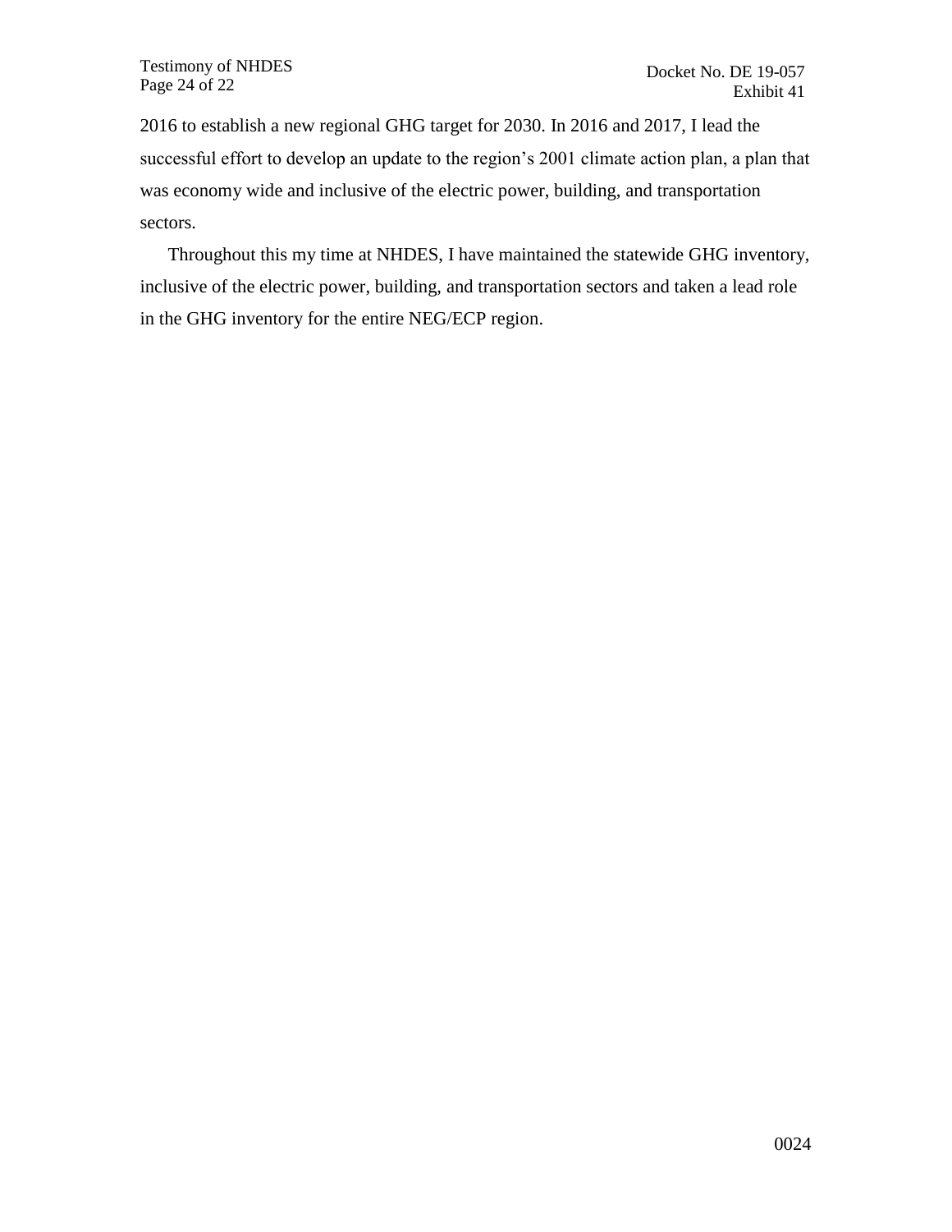2016 to establish a new regional GHG target for 2030. In 2016 and 2017, I lead the successful effort to develop an update to the region's 2001 climate action plan, a plan that was economy wide and inclusive of the electric power, building, and transportation sectors.

Throughout this my time at NHDES, I have maintained the statewide GHG inventory, inclusive of the electric power, building, and transportation sectors and taken a lead role in the GHG inventory for the entire NEG/ECP region.